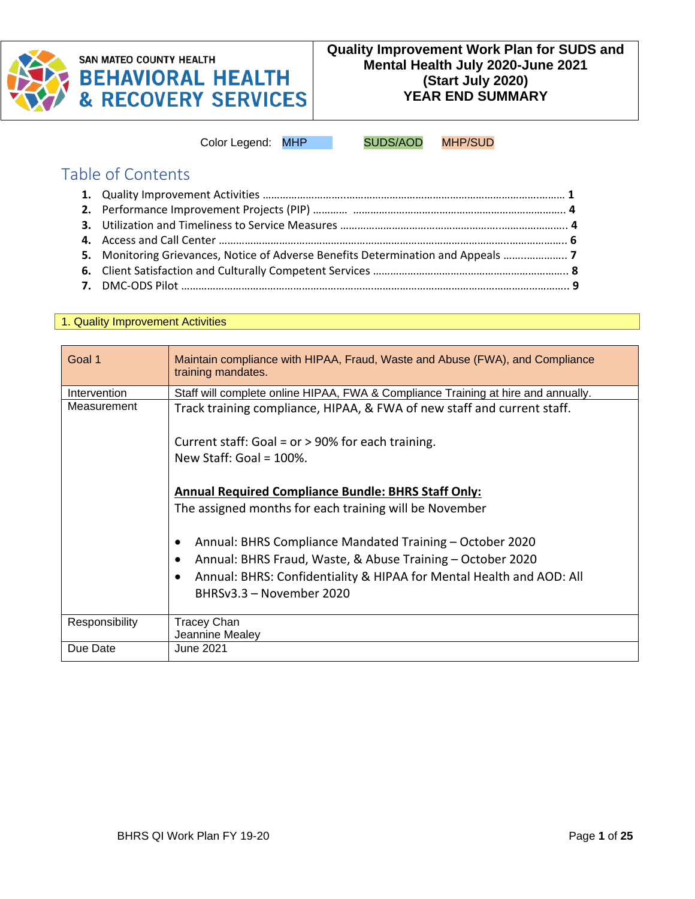SAN MATEO COUNTY HEALTH
**BEHAVIORAL HEALTH & RECOVERY SERVICES**

**Quality Improvement Work Plan for SUDS and Mental Health July 2020-June 2021 (Start July 2020) YEAR END SUMMARY**

Color Legend: MHP SUDS/AOD MHP/SUD

## Table of Contents

1. Quality Improvement Activities ........................................................ 1
2. Performance Improvement Projects (PIP) ........................................ 4
3. Utilization and Timeliness to Service Measures ................................. 4
4. Access and Call Center ........................................................................ 6
5. Monitoring Grievances, Notice of Adverse Benefits Determination and Appeals ........ 7
6. Client Satisfaction and Culturally Competent Services .......................... 8
7. DMC-ODS Pilot .................................................................................. 9

## 1. Quality Improvement Activities

| Goal 1 | Maintain compliance with HIPAA, Fraud, Waste and Abuse (FWA), and Compliance training mandates. |
|---|---|
| Intervention | Staff will complete online HIPAA, FWA & Compliance Training at hire and annually. |
| Measurement | Track training compliance, HIPAA, & FWA of new staff and current staff.<br><br>Current staff: Goal = or > 90% for each training.<br>New Staff: Goal = 100%.<br><br>**Annual Required Compliance Bundle: BHRS Staff Only:**<br>The assigned months for each training will be November<br><br>• Annual: BHRS Compliance Mandated Training – October 2020<br>• Annual: BHRS Fraud, Waste, & Abuse Training – October 2020<br>• Annual: BHRS: Confidentiality & HIPAA for Mental Health and AOD: All BHRSv3.3 – November 2020 |
| Responsibility | Tracey Chan<br>Jeannine Mealey |
| Due Date | June 2021 |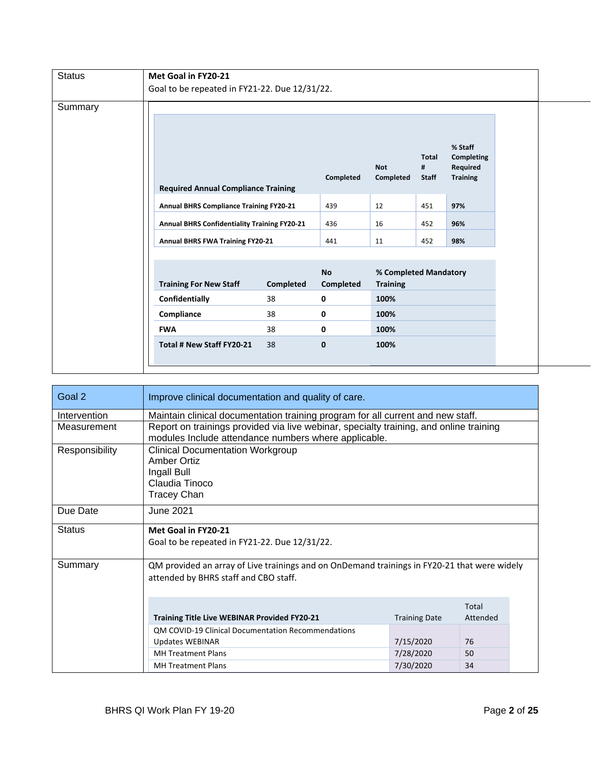| Status | **Met Goal in FY20-21**<br>Goal to be repeated in FY21-22. Due 12/31/22. |
|---|---|
| Summary | |

| Required Annual Compliance Training | Completed | Not Completed | Total # Staff | % Staff Completing Required Training |
|---|---|---|---|---|
| **Annual BHRS Compliance Training FY20-21** | 439 | 12 | 451 | **97%** |
| **Annual BHRS Confidentiality Training FY20-21** | 436 | 16 | 452 | **96%** |
| **Annual BHRS FWA Training FY20-21** | 441 | 11 | 452 | **98%** |

| Training For New Staff | Completed | No Completed | % Completed Mandatory Training |
|---|---|---|---|
| **Confidentially** | 38 | **0** | **100%** |
| **Compliance** | 38 | **0** | **100%** |
| **FWA** | 38 | **0** | **100%** |
| **Total # New Staff FY20-21** | 38 | **0** | **100%** |

| Goal 2 | Improve clinical documentation and quality of care. |
|---|---|
| Intervention | Maintain clinical documentation training program for all current and new staff. |
| Measurement | Report on trainings provided via live webinar, specialty training, and online training modules Include attendance numbers where applicable. |
| Responsibility | Clinical Documentation Workgroup<br>Amber Ortiz<br>Ingall Bull<br>Claudia Tinoco<br>Tracey Chan |
| Due Date | June 2021 |
| Status | **Met Goal in FY20-21**<br>Goal to be repeated in FY21-22. Due 12/31/22. |
| Summary | QM provided an array of Live trainings and on OnDemand trainings in FY20-21 that were widely attended by BHRS staff and CBO staff. |

| Training Title Live WEBINAR Provided FY20-21 | Training Date | Total Attended |
|---|---|---|
| QM COVID-19 Clinical Documentation Recommendations Updates WEBINAR | 7/15/2020 | 76 |
| MH Treatment Plans | 7/28/2020 | 50 |
| MH Treatment Plans | 7/30/2020 | 34 |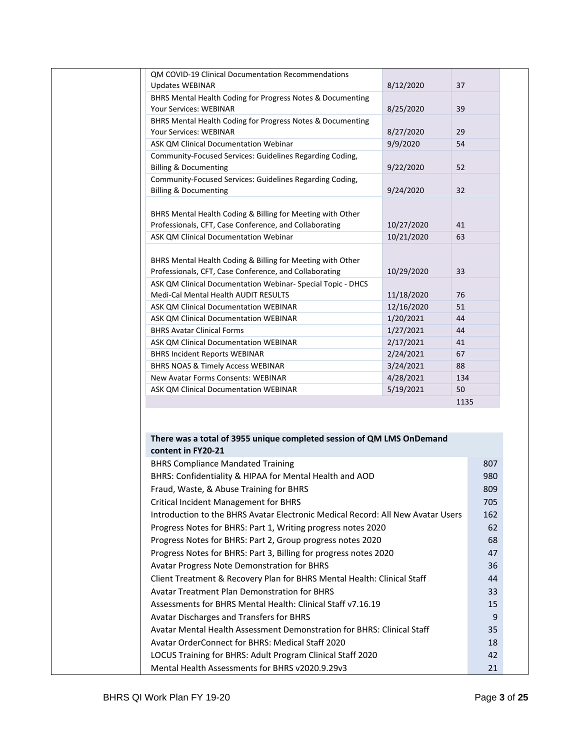| | | |
|---|---|---|
| QM COVID-19 Clinical Documentation Recommendations Updates WEBINAR | 8/12/2020 | 37 |
| BHRS Mental Health Coding for Progress Notes & Documenting Your Services: WEBINAR | 8/25/2020 | 39 |
| BHRS Mental Health Coding for Progress Notes & Documenting Your Services: WEBINAR | 8/27/2020 | 29 |
| ASK QM Clinical Documentation Webinar | 9/9/2020 | 54 |
| Community-Focused Services: Guidelines Regarding Coding, Billing & Documenting | 9/22/2020 | 52 |
| Community-Focused Services: Guidelines Regarding Coding, Billing & Documenting | 9/24/2020 | 32 |
| BHRS Mental Health Coding & Billing for Meeting with Other Professionals, CFT, Case Conference, and Collaborating | 10/27/2020 | 41 |
| ASK QM Clinical Documentation Webinar | 10/21/2020 | 63 |
| BHRS Mental Health Coding & Billing for Meeting with Other Professionals, CFT, Case Conference, and Collaborating | 10/29/2020 | 33 |
| ASK QM Clinical Documentation Webinar- Special Topic - DHCS Medi-Cal Mental Health AUDIT RESULTS | 11/18/2020 | 76 |
| ASK QM Clinical Documentation WEBINAR | 12/16/2020 | 51 |
| ASK QM Clinical Documentation WEBINAR | 1/20/2021 | 44 |
| BHRS Avatar Clinical Forms | 1/27/2021 | 44 |
| ASK QM Clinical Documentation WEBINAR | 2/17/2021 | 41 |
| BHRS Incident Reports WEBINAR | 2/24/2021 | 67 |
| BHRS NOAS & Timely Access WEBINAR | 3/24/2021 | 88 |
| New Avatar Forms Consents: WEBINAR | 4/28/2021 | 134 |
| ASK QM Clinical Documentation WEBINAR | 5/19/2021 | 50 |
| | | 1135 |

| There was a total of 3955 unique completed session of QM LMS OnDemand content in FY20-21 | |
|---|---|
| BHRS Compliance Mandated Training | 807 |
| BHRS: Confidentiality & HIPAA for Mental Health and AOD | 980 |
| Fraud, Waste, & Abuse Training for BHRS | 809 |
| Critical Incident Management for BHRS | 705 |
| Introduction to the BHRS Avatar Electronic Medical Record: All New Avatar Users | 162 |
| Progress Notes for BHRS: Part 1, Writing progress notes 2020 | 62 |
| Progress Notes for BHRS: Part 2, Group progress notes 2020 | 68 |
| Progress Notes for BHRS: Part 3, Billing for progress notes 2020 | 47 |
| Avatar Progress Note Demonstration for BHRS | 36 |
| Client Treatment & Recovery Plan for BHRS Mental Health: Clinical Staff | 44 |
| Avatar Treatment Plan Demonstration for BHRS | 33 |
| Assessments for BHRS Mental Health: Clinical Staff v7.16.19 | 15 |
| Avatar Discharges and Transfers for BHRS | 9 |
| Avatar Mental Health Assessment Demonstration for BHRS: Clinical Staff | 35 |
| Avatar OrderConnect for BHRS: Medical Staff 2020 | 18 |
| LOCUS Training for BHRS: Adult Program Clinical Staff 2020 | 42 |
| Mental Health Assessments for BHRS v2020.9.29v3 | 21 |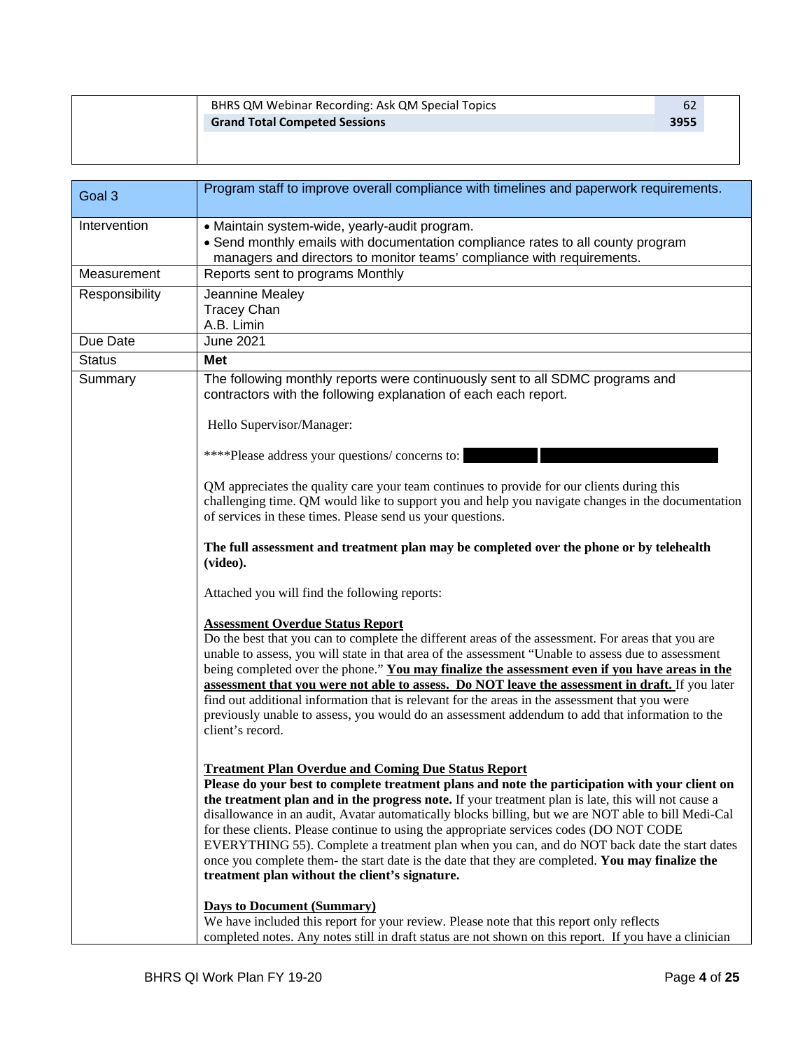| | | |
|---|---|---|
| | BHRS QM Webinar Recording: Ask QM Special Topics | 62 |
| | **Grand Total Competed Sessions** | **3955** |

| Goal 3 | Program staff to improve overall compliance with timelines and paperwork requirements. |
|---|---|
| Intervention | • Maintain system-wide, yearly-audit program.<br>• Send monthly emails with documentation compliance rates to all county program managers and directors to monitor teams' compliance with requirements. |
| Measurement | Reports sent to programs Monthly |
| Responsibility | Jeannine Mealey<br>Tracey Chan<br>A.B. Limin |
| Due Date | June 2021 |
| Status | **Met** |
| Summary | The following monthly reports were continuously sent to all SDMC programs and contractors with the following explanation of each each report.<br><br>Hello Supervisor/Manager:<br><br>\*\*\*\*Please address your questions/ concerns to:<br><br>QM appreciates the quality care your team continues to provide for our clients during this challenging time. QM would like to support you and help you navigate changes in the documentation of services in these times. Please send us your questions.<br><br>**The full assessment and treatment plan may be completed over the phone or by telehealth (video).**<br><br>Attached you will find the following reports:<br><br>**<u>Assessment Overdue Status Report</u>**<br>Do the best that you can to complete the different areas of the assessment. For areas that you are unable to assess, you will state in that area of the assessment "Unable to assess due to assessment being completed over the phone." **<u>You may finalize the assessment even if you have areas in the assessment that you were not able to assess. Do NOT leave the assessment in draft.</u>** If you later find out additional information that is relevant for the areas in the assessment that you were previously unable to assess, you would do an assessment addendum to add that information to the client's record.<br><br>**<u>Treatment Plan Overdue and Coming Due Status Report</u>**<br>**Please do your best to complete treatment plans and note the participation with your client on the treatment plan and in the progress note.** If your treatment plan is late, this will not cause a disallowance in an audit, Avatar automatically blocks billing, but we are NOT able to bill Medi-Cal for these clients. Please continue to using the appropriate services codes (DO NOT CODE EVERYTHING 55). Complete a treatment plan when you can, and do NOT back date the start dates once you complete them- the start date is the date that they are completed. **You may finalize the treatment plan without the client's signature.**<br><br>**<u>Days to Document (Summary)</u>**<br>We have included this report for your review. Please note that this report only reflects completed notes. Any notes still in draft status are not shown on this report. If you have a clinician |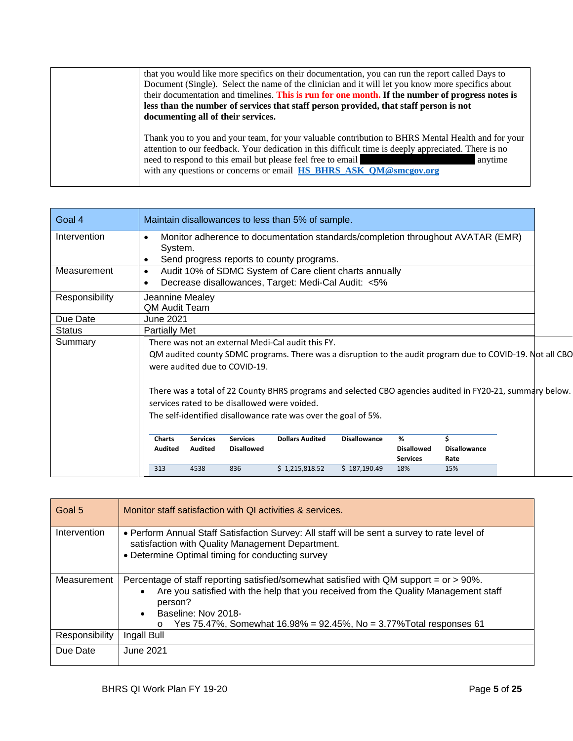| | |
|---|---|
| | that you would like more specifics on their documentation, you can run the report called Days to Document (Single). Select the name of the clinician and it will let you know more specifics about their documentation and timelines. **This is run for one month. If the number of progress notes is less than the number of services that staff person provided, that staff person is not documenting all of their services.**<br><br>Thank you to you and your team, for your valuable contribution to BHRS Mental Health and for your attention to our feedback. Your dedication in this difficult time is deeply appreciated. There is no need to respond to this email but please feel free to email [REDACTED] anytime with any questions or concerns or email HS_BHRS_ASK_QM@smcgov.org |

| Goal 4 | Maintain disallowances to less than 5% of sample. |
|---|---|
| Intervention | • Monitor adherence to documentation standards/completion throughout AVATAR (EMR) System.<br>• Send progress reports to county programs. |
| Measurement | • Audit 10% of SDMC System of Care client charts annually<br>• Decrease disallowances, Target: Medi-Cal Audit: <5% |
| Responsibility | Jeannine Mealey<br>QM Audit Team |
| Due Date | June 2021 |
| Status | Partially Met |
| Summary | There was not an external Medi-Cal audit this FY.<br>QM audited county SDMC programs. There was a disruption to the audit program due to COVID-19. Not all CBO were audited due to COVID-19.<br><br>There was a total of 22 County BHRS programs and selected CBO agencies audited in FY20-21, summary below. services rated to be disallowed were voided.<br>The self-identified disallowance rate was over the goal of 5%. |

| Charts Audited | Services Audited | Services Disallowed | Dollars Audited | Disallowance | % Disallowed Services | $ Disallowance Rate |
|---|---|---|---|---|---|---|
| 313 | 4538 | 836 | $ 1,215,818.52 | $ 187,190.49 | 18% | 15% |

| Goal 5 | Monitor staff satisfaction with QI activities & services. |
|---|---|
| Intervention | • Perform Annual Staff Satisfaction Survey: All staff will be sent a survey to rate level of satisfaction with Quality Management Department.<br>• Determine Optimal timing for conducting survey |
| Measurement | Percentage of staff reporting satisfied/somewhat satisfied with QM support = or > 90%.<br>• Are you satisfied with the help that you received from the Quality Management staff person?<br>• Baseline: Nov 2018-<br>  o Yes 75.47%, Somewhat 16.98% = 92.45%, No = 3.77%Total responses 61 |
| Responsibility | Ingall Bull |
| Due Date | June 2021 |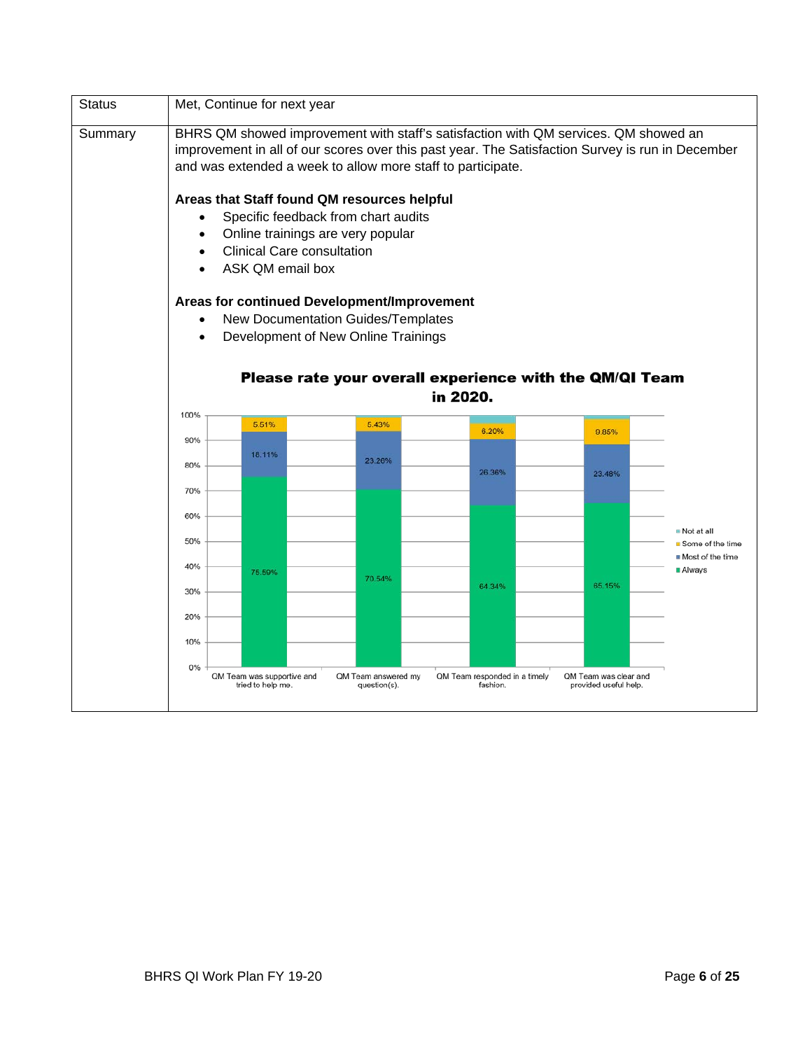| Status | Met, Continue for next year |
|---|---|
| Summary | BHRS QM showed improvement with staff's satisfaction with QM services. QM showed an improvement in all of our scores over this past year. The Satisfaction Survey is run in December and was extended a week to allow more staff to participate.<br><br>**Areas that Staff found QM resources helpful**<br>• Specific feedback from chart audits<br>• Online trainings are very popular<br>• Clinical Care consultation<br>• ASK QM email box<br><br>**Areas for continued Development/Improvement**<br>• New Documentation Guides/Templates<br>• Development of New Online Trainings |

**Please rate your overall experience with the QM/QI Team in 2020.**

| | QM Team was supportive and tried to help me. | QM Team answered my question(s). | QM Team responded in a timely fashion. | QM Team was clear and provided useful help. |
|---|---|---|---|---|
| Always | 75.59% | 70.54% | 64.34% | 65.15% |
| Most of the time | 18.11% | 23.26% | 26.36% | 23.48% |
| Some of the time | 5.51% | 5.43% | 8.20% | 9.85% |
| Not at all | | | | |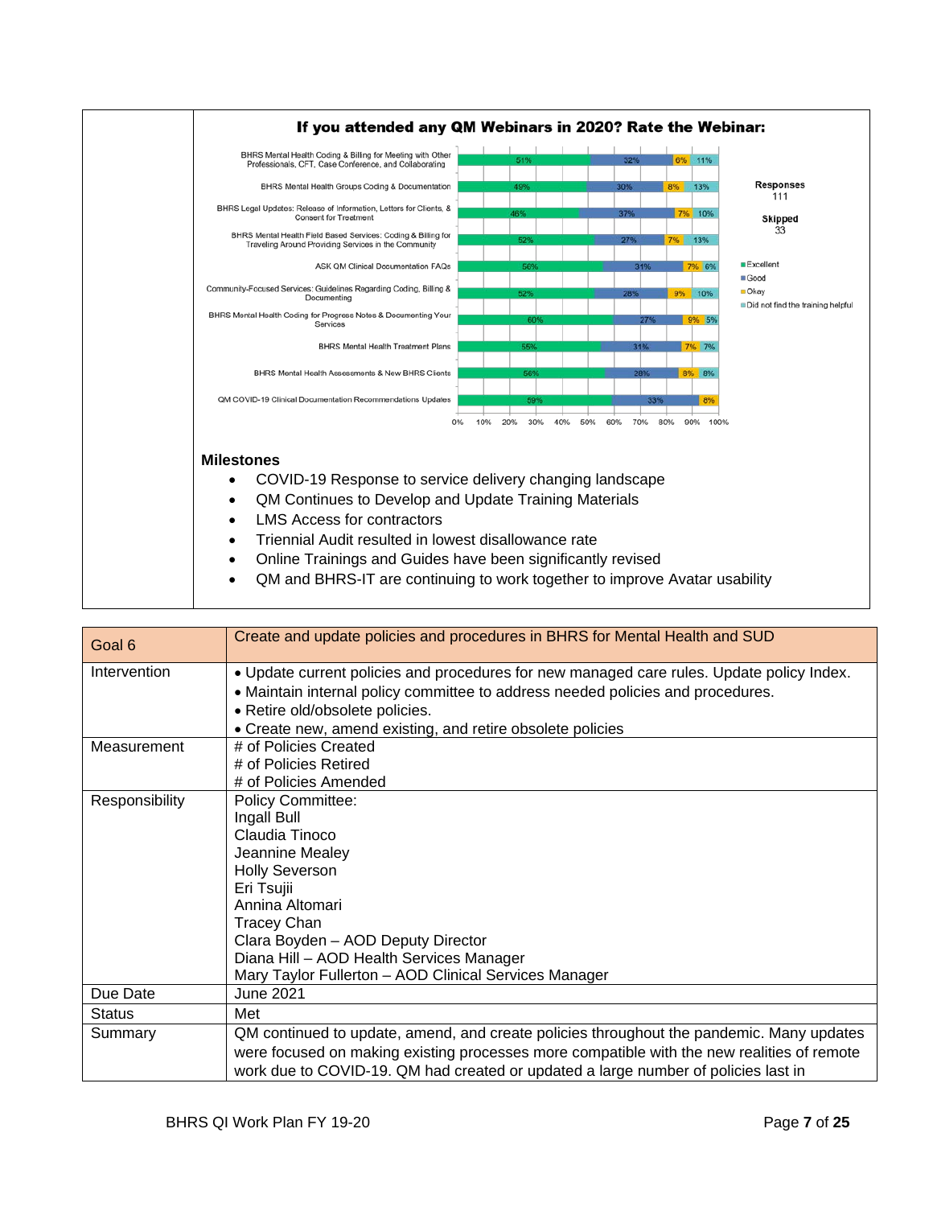**If you attended any QM Webinars in 2020? Rate the Webinar:**

Responses: 111
Skipped: 33

| Webinar | Excellent | Good | Okay | Did not find the training helpful |
|---|---|---|---|---|
| BHRS Mental Health Coding & Billing for Meeting with Other Professionals, CFT, Case Conference, and Collaborating | 51% | 32% | 6% | 11% |
| BHRS Mental Health Groups Coding & Documentation | 49% | 30% | 8% | 13% |
| BHRS Legal Updates: Release of Information, Letters for Clients, & Consent for Treatment | 46% | 37% | 7% | 10% |
| BHRS Mental Health Field Based Services: Coding & Billing for Traveling Around Providing Services in the Community | 52% | 27% | 7% | 13% |
| ASK QM Clinical Documentation FAQs | 56% | 31% | 7% | 6% |
| Community-Focused Services: Guidelines Regarding Coding, Billing & Documenting | 52% | 28% | 9% | 10% |
| BHRS Mental Health Coding for Progress Notes & Documenting Your Services | 60% | 27% | 9% | 5% |
| BHRS Mental Health Treatment Plans | 55% | 31% | 7% | 7% |
| BHRS Mental Health Assessments & New BHRS Clients | 56% | 28% | 8% | 8% |
| QM COVID-19 Clinical Documentation Recommendations Updates | 59% | 33% | 8% | |

**Milestones**

- COVID-19 Response to service delivery changing landscape
- QM Continues to Develop and Update Training Materials
- LMS Access for contractors
- Triennial Audit resulted in lowest disallowance rate
- Online Trainings and Guides have been significantly revised
- QM and BHRS-IT are continuing to work together to improve Avatar usability

| Goal 6 | Create and update policies and procedures in BHRS for Mental Health and SUD |
|---|---|
| Intervention | • Update current policies and procedures for new managed care rules. Update policy Index.<br>• Maintain internal policy committee to address needed policies and procedures.<br>• Retire old/obsolete policies.<br>• Create new, amend existing, and retire obsolete policies |
| Measurement | # of Policies Created<br># of Policies Retired<br># of Policies Amended |
| Responsibility | Policy Committee:<br>Ingall Bull<br>Claudia Tinoco<br>Jeannine Mealey<br>Holly Severson<br>Eri Tsujii<br>Annina Altomari<br>Tracey Chan<br>Clara Boyden – AOD Deputy Director<br>Diana Hill – AOD Health Services Manager<br>Mary Taylor Fullerton – AOD Clinical Services Manager |
| Due Date | June 2021 |
| Status | Met |
| Summary | QM continued to update, amend, and create policies throughout the pandemic. Many updates were focused on making existing processes more compatible with the new realities of remote work due to COVID-19. QM had created or updated a large number of policies last in |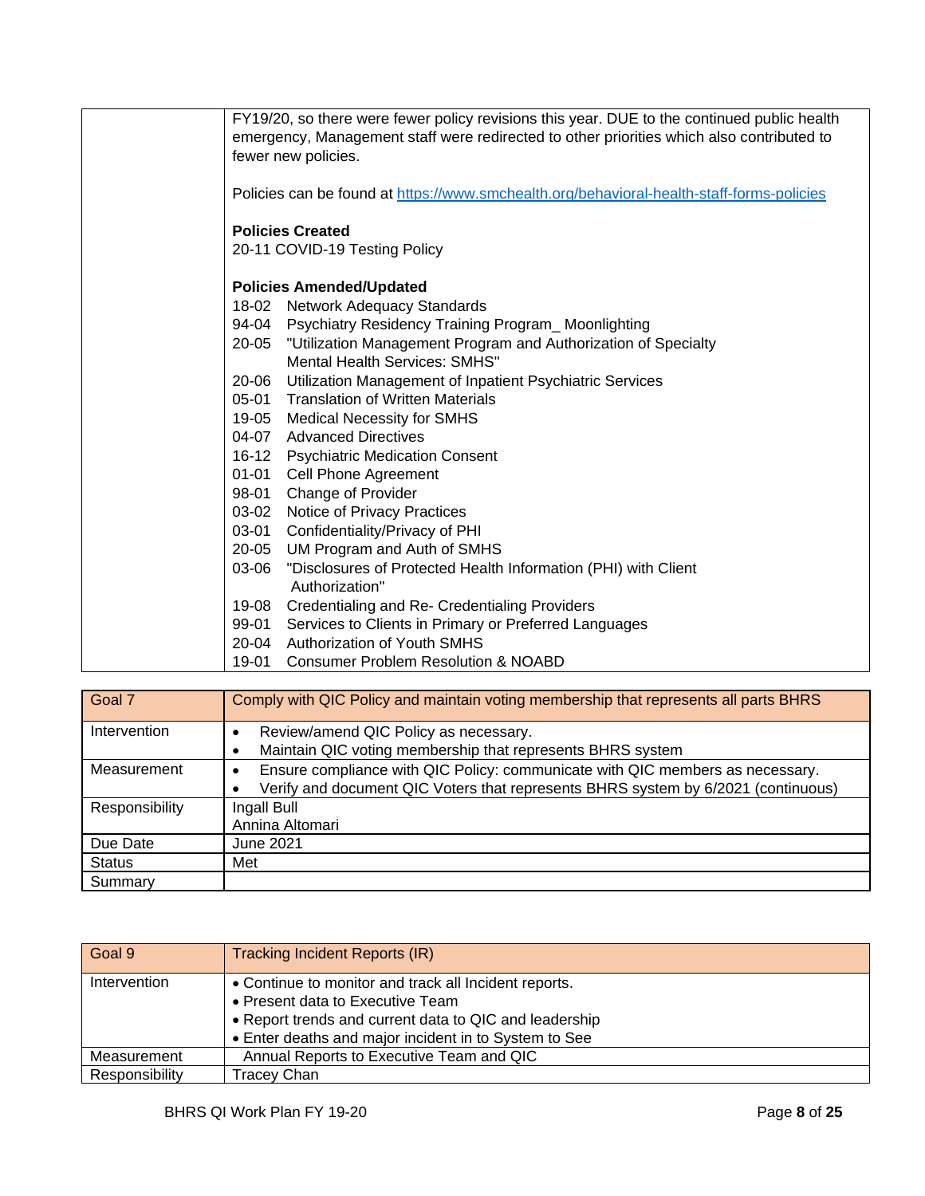| | FY19/20, so there were fewer policy revisions this year. DUE to the continued public health emergency, Management staff were redirected to other priorities which also contributed to fewer new policies.<br><br>Policies can be found at [https://www.smchealth.org/behavioral-health-staff-forms-policies](https://www.smchealth.org/behavioral-health-staff-forms-policies)<br><br>**Policies Created**<br>20-11 COVID-19 Testing Policy<br><br>**Policies Amended/Updated**<br>18-02 Network Adequacy Standards<br>94-04 Psychiatry Residency Training Program_ Moonlighting<br>20-05 "Utilization Management Program and Authorization of Specialty Mental Health Services: SMHS"<br>20-06 Utilization Management of Inpatient Psychiatric Services<br>05-01 Translation of Written Materials<br>19-05 Medical Necessity for SMHS<br>04-07 Advanced Directives<br>16-12 Psychiatric Medication Consent<br>01-01 Cell Phone Agreement<br>98-01 Change of Provider<br>03-02 Notice of Privacy Practices<br>03-01 Confidentiality/Privacy of PHI<br>20-05 UM Program and Auth of SMHS<br>03-06 "Disclosures of Protected Health Information (PHI) with Client Authorization"<br>19-08 Credentialing and Re- Credentialing Providers<br>99-01 Services to Clients in Primary or Preferred Languages<br>20-04 Authorization of Youth SMHS<br>19-01 Consumer Problem Resolution & NOABD |
|---|---|

| Goal 7 | Comply with QIC Policy and maintain voting membership that represents all parts BHRS |
|---|---|
| Intervention | • Review/amend QIC Policy as necessary.<br>• Maintain QIC voting membership that represents BHRS system |
| Measurement | • Ensure compliance with QIC Policy: communicate with QIC members as necessary.<br>• Verify and document QIC Voters that represents BHRS system by 6/2021 (continuous) |
| Responsibility | Ingall Bull<br>Annina Altomari |
| Due Date | June 2021 |
| Status | Met |
| Summary | |

| Goal 9 | Tracking Incident Reports (IR) |
|---|---|
| Intervention | • Continue to monitor and track all Incident reports.<br>• Present data to Executive Team<br>• Report trends and current data to QIC and leadership<br>• Enter deaths and major incident in to System to See |
| Measurement | Annual Reports to Executive Team and QIC |
| Responsibility | Tracey Chan |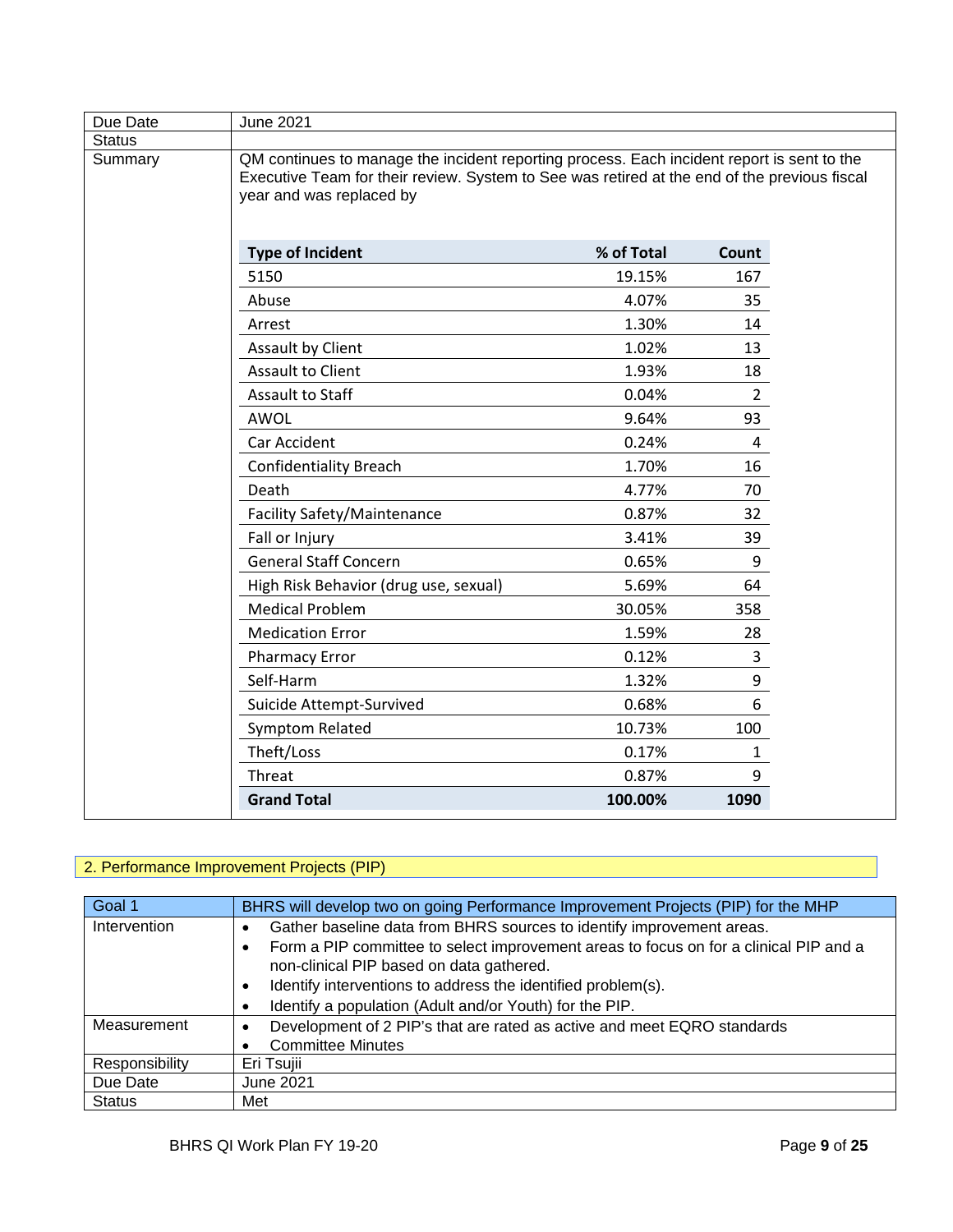| Due Date | June 2021 |
|---|---|
| Status | |
| Summary | QM continues to manage the incident reporting process. Each incident report is sent to the Executive Team for their review. System to See was retired at the end of the previous fiscal year and was replaced by |

| Type of Incident | % of Total | Count |
|---|---|---|
| 5150 | 19.15% | 167 |
| Abuse | 4.07% | 35 |
| Arrest | 1.30% | 14 |
| Assault by Client | 1.02% | 13 |
| Assault to Client | 1.93% | 18 |
| Assault to Staff | 0.04% | 2 |
| AWOL | 9.64% | 93 |
| Car Accident | 0.24% | 4 |
| Confidentiality Breach | 1.70% | 16 |
| Death | 4.77% | 70 |
| Facility Safety/Maintenance | 0.87% | 32 |
| Fall or Injury | 3.41% | 39 |
| General Staff Concern | 0.65% | 9 |
| High Risk Behavior (drug use, sexual) | 5.69% | 64 |
| Medical Problem | 30.05% | 358 |
| Medication Error | 1.59% | 28 |
| Pharmacy Error | 0.12% | 3 |
| Self-Harm | 1.32% | 9 |
| Suicide Attempt-Survived | 0.68% | 6 |
| Symptom Related | 10.73% | 100 |
| Theft/Loss | 0.17% | 1 |
| Threat | 0.87% | 9 |
| **Grand Total** | **100.00%** | **1090** |

## 2. Performance Improvement Projects (PIP)

| Goal 1 | BHRS will develop two on going Performance Improvement Projects (PIP) for the MHP |
|---|---|
| Intervention | • Gather baseline data from BHRS sources to identify improvement areas.<br>• Form a PIP committee to select improvement areas to focus on for a clinical PIP and a non-clinical PIP based on data gathered.<br>• Identify interventions to address the identified problem(s).<br>• Identify a population (Adult and/or Youth) for the PIP. |
| Measurement | • Development of 2 PIP's that are rated as active and meet EQRO standards<br>• Committee Minutes |
| Responsibility | Eri Tsujii |
| Due Date | June 2021 |
| Status | Met |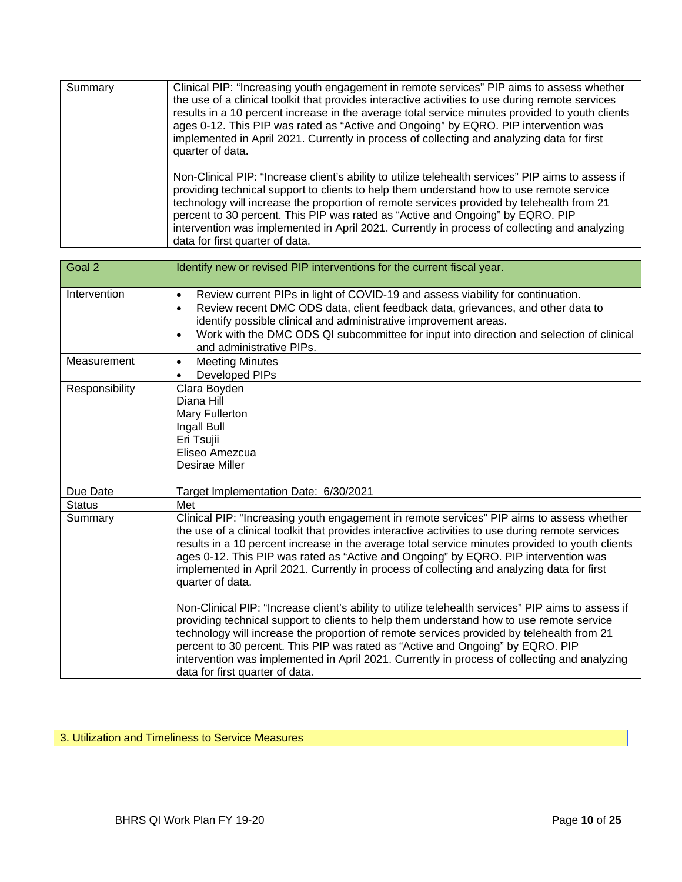| Summary | Clinical PIP: "Increasing youth engagement in remote services" PIP aims to assess whether the use of a clinical toolkit that provides interactive activities to use during remote services results in a 10 percent increase in the average total service minutes provided to youth clients ages 0-12. This PIP was rated as "Active and Ongoing" by EQRO. PIP intervention was implemented in April 2021. Currently in process of collecting and analyzing data for first quarter of data.<br><br>Non-Clinical PIP: "Increase client's ability to utilize telehealth services" PIP aims to assess if providing technical support to clients to help them understand how to use remote service technology will increase the proportion of remote services provided by telehealth from 21 percent to 30 percent. This PIP was rated as "Active and Ongoing" by EQRO. PIP intervention was implemented in April 2021. Currently in process of collecting and analyzing data for first quarter of data. |
|---|---|

| Goal 2 | Identify new or revised PIP interventions for the current fiscal year. |
|---|---|
| Intervention | • Review current PIPs in light of COVID-19 and assess viability for continuation.<br>• Review recent DMC ODS data, client feedback data, grievances, and other data to identify possible clinical and administrative improvement areas.<br>• Work with the DMC ODS QI subcommittee for input into direction and selection of clinical and administrative PIPs. |
| Measurement | • Meeting Minutes<br>• Developed PIPs |
| Responsibility | Clara Boyden<br>Diana Hill<br>Mary Fullerton<br>Ingall Bull<br>Eri Tsujii<br>Eliseo Amezcua<br>Desirae Miller |
| Due Date | Target Implementation Date: 6/30/2021 |
| Status | Met |
| Summary | Clinical PIP: "Increasing youth engagement in remote services" PIP aims to assess whether the use of a clinical toolkit that provides interactive activities to use during remote services results in a 10 percent increase in the average total service minutes provided to youth clients ages 0-12. This PIP was rated as "Active and Ongoing" by EQRO. PIP intervention was implemented in April 2021. Currently in process of collecting and analyzing data for first quarter of data.<br><br>Non-Clinical PIP: "Increase client's ability to utilize telehealth services" PIP aims to assess if providing technical support to clients to help them understand how to use remote service technology will increase the proportion of remote services provided by telehealth from 21 percent to 30 percent. This PIP was rated as "Active and Ongoing" by EQRO. PIP intervention was implemented in April 2021. Currently in process of collecting and analyzing data for first quarter of data. |

## 3. Utilization and Timeliness to Service Measures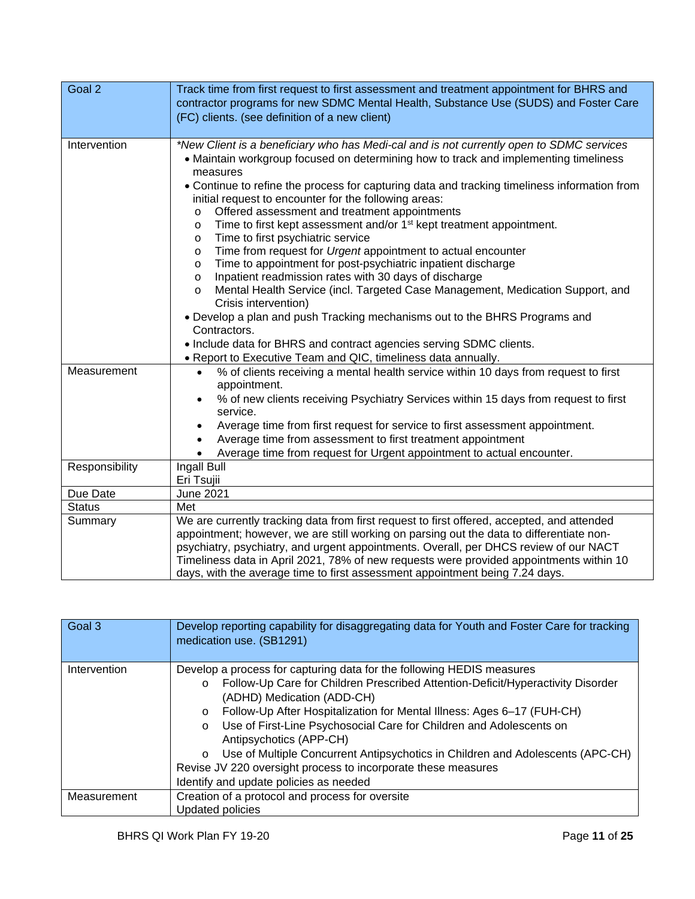| Goal 2 | Track time from first request to first assessment and treatment appointment for BHRS and contractor programs for new SDMC Mental Health, Substance Use (SUDS) and Foster Care (FC) clients. (see definition of a new client) |
|---|---|
| Intervention | *\*New Client is a beneficiary who has Medi-cal and is not currently open to SDMC services*<br>• Maintain workgroup focused on determining how to track and implementing timeliness measures<br>• Continue to refine the process for capturing data and tracking timeliness information from initial request to encounter for the following areas:<br>o Offered assessment and treatment appointments<br>o Time to first kept assessment and/or 1st kept treatment appointment.<br>o Time to first psychiatric service<br>o Time from request for *Urgent* appointment to actual encounter<br>o Time to appointment for post-psychiatric inpatient discharge<br>o Inpatient readmission rates with 30 days of discharge<br>o Mental Health Service (incl. Targeted Case Management, Medication Support, and Crisis intervention)<br>• Develop a plan and push Tracking mechanisms out to the BHRS Programs and Contractors.<br>• Include data for BHRS and contract agencies serving SDMC clients.<br>• Report to Executive Team and QIC, timeliness data annually. |
| Measurement | • % of clients receiving a mental health service within 10 days from request to first appointment.<br>• % of new clients receiving Psychiatry Services within 15 days from request to first service.<br>• Average time from first request for service to first assessment appointment.<br>• Average time from assessment to first treatment appointment<br>• Average time from request for Urgent appointment to actual encounter. |
| Responsibility | Ingall Bull<br>Eri Tsujii |
| Due Date | June 2021 |
| Status | Met |
| Summary | We are currently tracking data from first request to first offered, accepted, and attended appointment; however, we are still working on parsing out the data to differentiate non-psychiatry, psychiatry, and urgent appointments. Overall, per DHCS review of our NACT Timeliness data in April 2021, 78% of new requests were provided appointments within 10 days, with the average time to first assessment appointment being 7.24 days. |

| Goal 3 | Develop reporting capability for disaggregating data for Youth and Foster Care for tracking medication use. (SB1291) |
|---|---|
| Intervention | Develop a process for capturing data for the following HEDIS measures<br>o Follow-Up Care for Children Prescribed Attention-Deficit/Hyperactivity Disorder (ADHD) Medication (ADD-CH)<br>o Follow-Up After Hospitalization for Mental Illness: Ages 6–17 (FUH-CH)<br>o Use of First-Line Psychosocial Care for Children and Adolescents on Antipsychotics (APP-CH)<br>o Use of Multiple Concurrent Antipsychotics in Children and Adolescents (APC-CH)<br>Revise JV 220 oversight process to incorporate these measures<br>Identify and update policies as needed |
| Measurement | Creation of a protocol and process for oversite<br>Updated policies |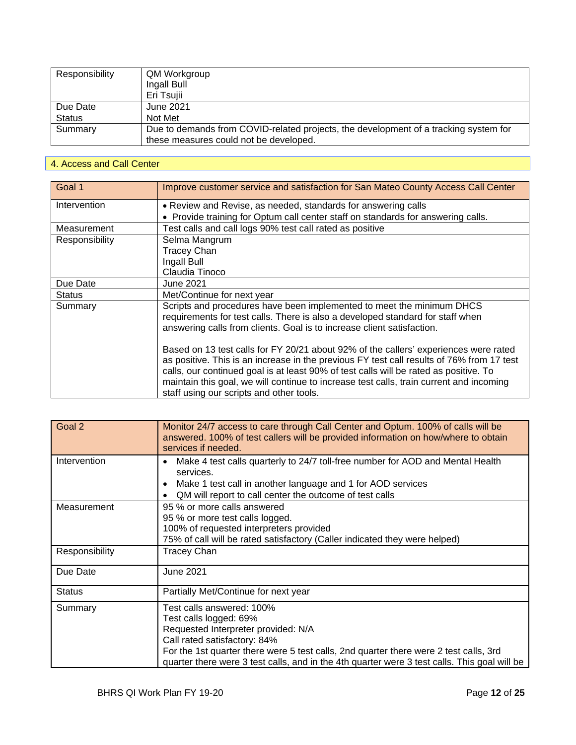| | |
|---|---|
| Responsibility | QM Workgroup<br>Ingall Bull<br>Eri Tsujii |
| Due Date | June 2021 |
| Status | Not Met |
| Summary | Due to demands from COVID-related projects, the development of a tracking system for these measures could not be developed. |

## 4. Access and Call Center

| Goal 1 | Improve customer service and satisfaction for San Mateo County Access Call Center |
|---|---|
| Intervention | • Review and Revise, as needed, standards for answering calls<br>• Provide training for Optum call center staff on standards for answering calls. |
| Measurement | Test calls and call logs 90% test call rated as positive |
| Responsibility | Selma Mangrum<br>Tracey Chan<br>Ingall Bull<br>Claudia Tinoco |
| Due Date | June 2021 |
| Status | Met/Continue for next year |
| Summary | Scripts and procedures have been implemented to meet the minimum DHCS requirements for test calls. There is also a developed standard for staff when answering calls from clients. Goal is to increase client satisfaction.<br><br>Based on 13 test calls for FY 20/21 about 92% of the callers' experiences were rated as positive. This is an increase in the previous FY test call results of 76% from 17 test calls, our continued goal is at least 90% of test calls will be rated as positive. To maintain this goal, we will continue to increase test calls, train current and incoming staff using our scripts and other tools. |

| Goal 2 | Monitor 24/7 access to care through Call Center and Optum. 100% of calls will be answered. 100% of test callers will be provided information on how/where to obtain services if needed. |
|---|---|
| Intervention | • Make 4 test calls quarterly to 24/7 toll-free number for AOD and Mental Health services.<br>• Make 1 test call in another language and 1 for AOD services<br>• QM will report to call center the outcome of test calls |
| Measurement | 95 % or more calls answered<br>95 % or more test calls logged.<br>100% of requested interpreters provided<br>75% of call will be rated satisfactory (Caller indicated they were helped) |
| Responsibility | Tracey Chan |
| Due Date | June 2021 |
| Status | Partially Met/Continue for next year |
| Summary | Test calls answered: 100%<br>Test calls logged: 69%<br>Requested Interpreter provided: N/A<br>Call rated satisfactory: 84%<br>For the 1st quarter there were 5 test calls, 2nd quarter there were 2 test calls, 3rd quarter there were 3 test calls, and in the 4th quarter were 3 test calls. This goal will be |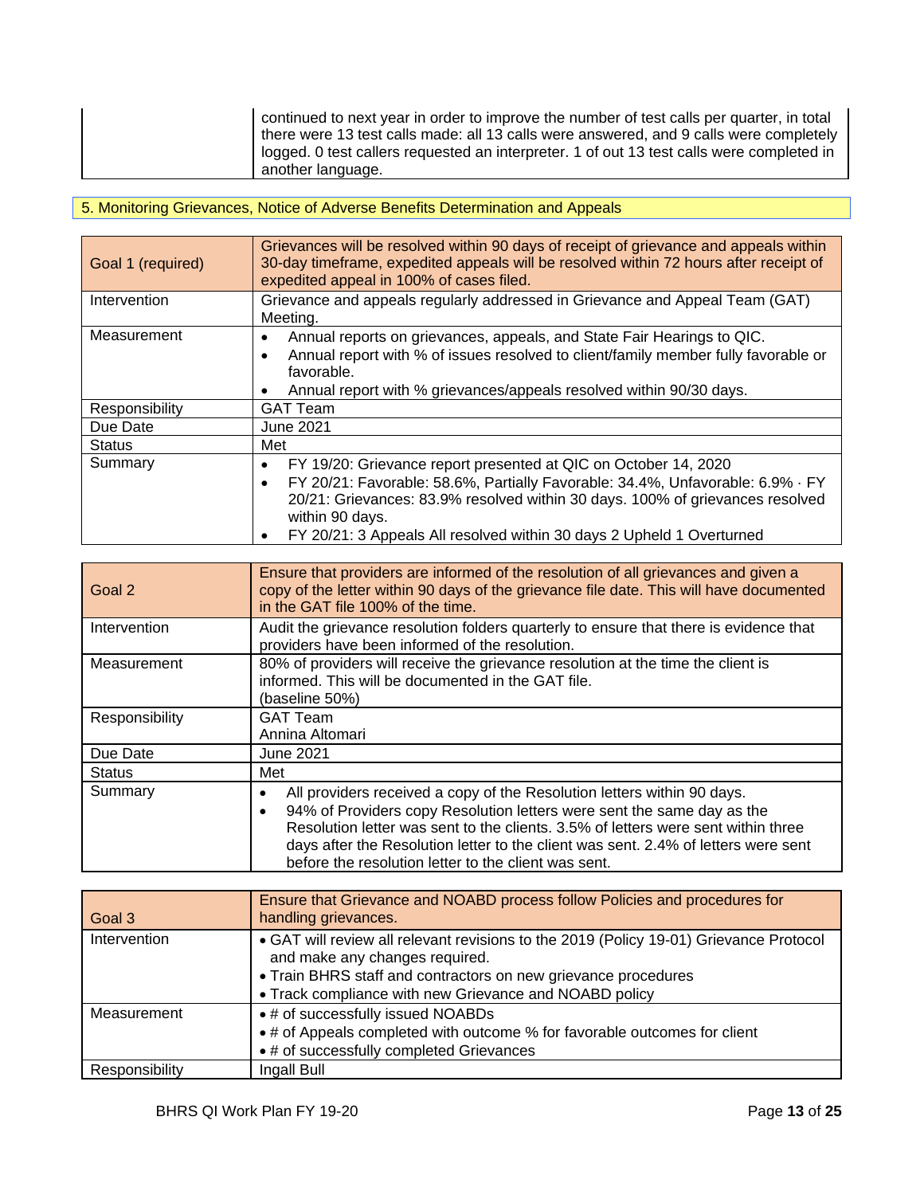| | continued to next year in order to improve the number of test calls per quarter, in total there were 13 test calls made: all 13 calls were answered, and 9 calls were completely logged. 0 test callers requested an interpreter. 1 of out 13 test calls were completed in another language. |
|---|---|

## 5. Monitoring Grievances, Notice of Adverse Benefits Determination and Appeals

| Goal 1 (required) | Grievances will be resolved within 90 days of receipt of grievance and appeals within 30-day timeframe, expedited appeals will be resolved within 72 hours after receipt of expedited appeal in 100% of cases filed. |
|---|---|
| Intervention | Grievance and appeals regularly addressed in Grievance and Appeal Team (GAT) Meeting. |
| Measurement | • Annual reports on grievances, appeals, and State Fair Hearings to QIC.<br>• Annual report with % of issues resolved to client/family member fully favorable or favorable.<br>• Annual report with % grievances/appeals resolved within 90/30 days. |
| Responsibility | GAT Team |
| Due Date | June 2021 |
| Status | Met |
| Summary | • FY 19/20: Grievance report presented at QIC on October 14, 2020<br>• FY 20/21: Favorable: 58.6%, Partially Favorable: 34.4%, Unfavorable: 6.9% · FY 20/21: Grievances: 83.9% resolved within 30 days. 100% of grievances resolved within 90 days.<br>• FY 20/21: 3 Appeals All resolved within 30 days 2 Upheld 1 Overturned |

| Goal 2 | Ensure that providers are informed of the resolution of all grievances and given a copy of the letter within 90 days of the grievance file date. This will have documented in the GAT file 100% of the time. |
|---|---|
| Intervention | Audit the grievance resolution folders quarterly to ensure that there is evidence that providers have been informed of the resolution. |
| Measurement | 80% of providers will receive the grievance resolution at the time the client is informed. This will be documented in the GAT file.<br>(baseline 50%) |
| Responsibility | GAT Team<br>Annina Altomari |
| Due Date | June 2021 |
| Status | Met |
| Summary | • All providers received a copy of the Resolution letters within 90 days.<br>• 94% of Providers copy Resolution letters were sent the same day as the Resolution letter was sent to the clients. 3.5% of letters were sent within three days after the Resolution letter to the client was sent. 2.4% of letters were sent before the resolution letter to the client was sent. |

| Goal 3 | Ensure that Grievance and NOABD process follow Policies and procedures for handling grievances. |
|---|---|
| Intervention | • GAT will review all relevant revisions to the 2019 (Policy 19-01) Grievance Protocol and make any changes required.<br>• Train BHRS staff and contractors on new grievance procedures<br>• Track compliance with new Grievance and NOABD policy |
| Measurement | • # of successfully issued NOABDs<br>• # of Appeals completed with outcome % for favorable outcomes for client<br>• # of successfully completed Grievances |
| Responsibility | Ingall Bull |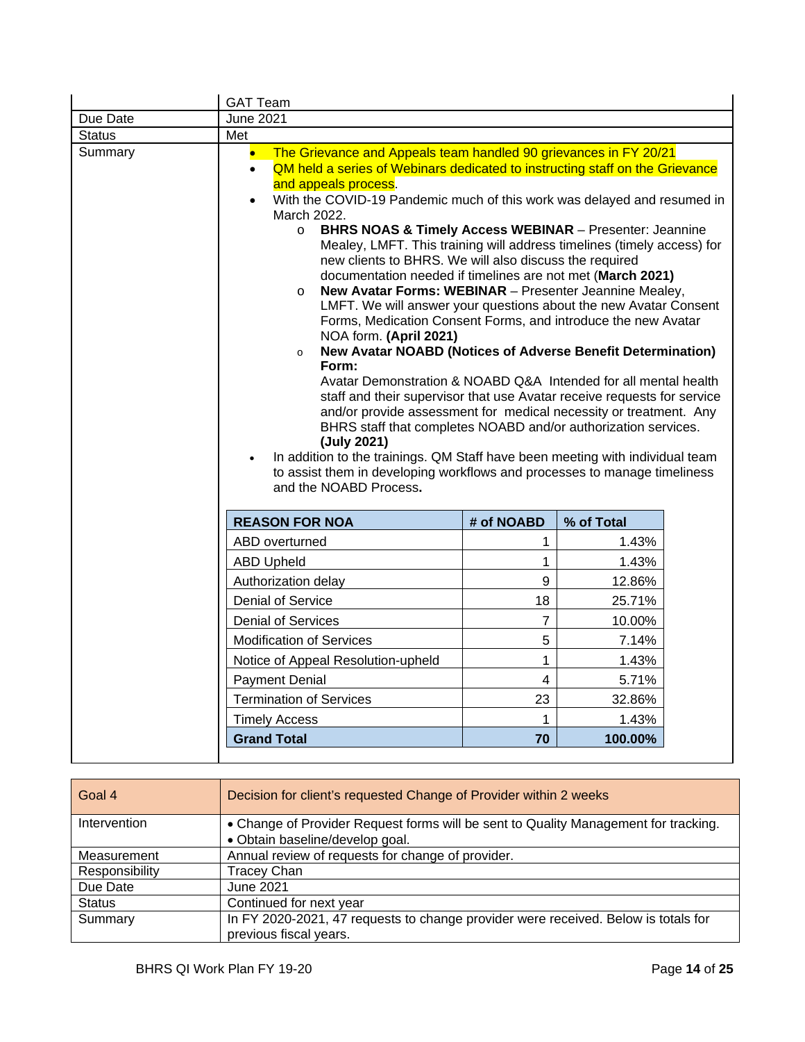| | GAT Team |
|---|---|
| Due Date | June 2021 |
| Status | Met |
| Summary | • The Grievance and Appeals team handled 90 grievances in FY 20/21<br>• QM held a series of Webinars dedicated to instructing staff on the Grievance and appeals process.<br>• With the COVID-19 Pandemic much of this work was delayed and resumed in March 2022.<br>  o **BHRS NOAS & Timely Access WEBINAR** – Presenter: Jeannine Mealey, LMFT. This training will address timelines (timely access) for new clients to BHRS. We will also discuss the required documentation needed if timelines are not met (**March 2021)**<br>  o **New Avatar Forms: WEBINAR** – Presenter Jeannine Mealey, LMFT. We will answer your questions about the new Avatar Consent Forms, Medication Consent Forms, and introduce the new Avatar NOA form. **(April 2021)**<br>  o **New Avatar NOABD (Notices of Adverse Benefit Determination) Form:** Avatar Demonstration & NOABD Q&A Intended for all mental health staff and their supervisor that use Avatar receive requests for service and/or provide assessment for medical necessity or treatment. Any BHRS staff that completes NOABD and/or authorization services. **(July 2021)**<br>• In addition to the trainings. QM Staff have been meeting with individual team to assist them in developing workflows and processes to manage timeliness and the NOABD Process**.** |

| REASON FOR NOA | # of NOABD | % of Total |
|---|---|---|
| ABD overturned | 1 | 1.43% |
| ABD Upheld | 1 | 1.43% |
| Authorization delay | 9 | 12.86% |
| Denial of Service | 18 | 25.71% |
| Denial of Services | 7 | 10.00% |
| Modification of Services | 5 | 7.14% |
| Notice of Appeal Resolution-upheld | 1 | 1.43% |
| Payment Denial | 4 | 5.71% |
| Termination of Services | 23 | 32.86% |
| Timely Access | 1 | 1.43% |
| **Grand Total** | **70** | **100.00%** |

| Goal 4 | Decision for client's requested Change of Provider within 2 weeks |
|---|---|
| Intervention | • Change of Provider Request forms will be sent to Quality Management for tracking.<br>• Obtain baseline/develop goal. |
| Measurement | Annual review of requests for change of provider. |
| Responsibility | Tracey Chan |
| Due Date | June 2021 |
| Status | Continued for next year |
| Summary | In FY 2020-2021, 47 requests to change provider were received. Below is totals for previous fiscal years. |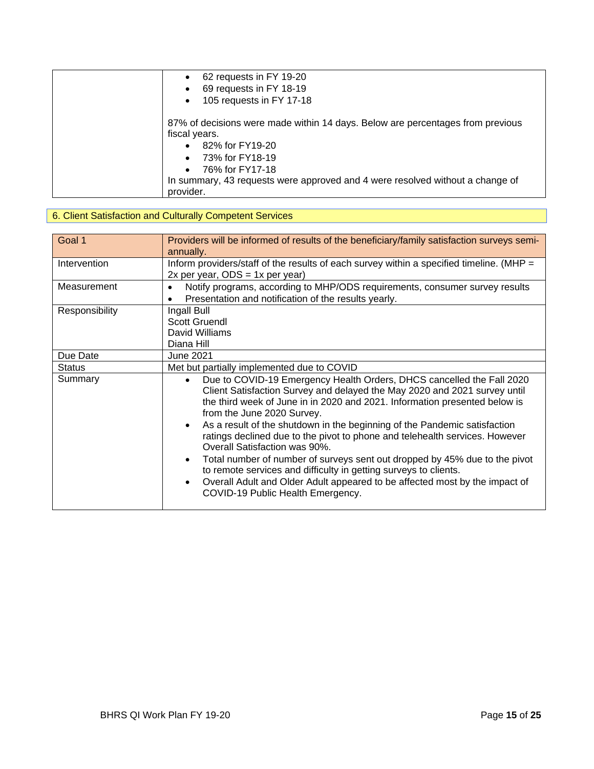| | |
|---|---|
| | • 62 requests in FY 19-20<br>• 69 requests in FY 18-19<br>• 105 requests in FY 17-18<br><br>87% of decisions were made within 14 days. Below are percentages from previous fiscal years.<br>• 82% for FY19-20<br>• 73% for FY18-19<br>• 76% for FY17-18<br>In summary, 43 requests were approved and 4 were resolved without a change of provider. |

## 6. Client Satisfaction and Culturally Competent Services

| Goal 1 | Providers will be informed of results of the beneficiary/family satisfaction surveys semi-annually. |
|---|---|
| Intervention | Inform providers/staff of the results of each survey within a specified timeline. (MHP = 2x per year, ODS = 1x per year) |
| Measurement | • Notify programs, according to MHP/ODS requirements, consumer survey results<br>• Presentation and notification of the results yearly. |
| Responsibility | Ingall Bull<br>Scott Gruendl<br>David Williams<br>Diana Hill |
| Due Date | June 2021 |
| Status | Met but partially implemented due to COVID |
| Summary | • Due to COVID-19 Emergency Health Orders, DHCS cancelled the Fall 2020 Client Satisfaction Survey and delayed the May 2020 and 2021 survey until the third week of June in in 2020 and 2021. Information presented below is from the June 2020 Survey.<br>• As a result of the shutdown in the beginning of the Pandemic satisfaction ratings declined due to the pivot to phone and telehealth services. However Overall Satisfaction was 90%.<br>• Total number of number of surveys sent out dropped by 45% due to the pivot to remote services and difficulty in getting surveys to clients.<br>• Overall Adult and Older Adult appeared to be affected most by the impact of COVID-19 Public Health Emergency. |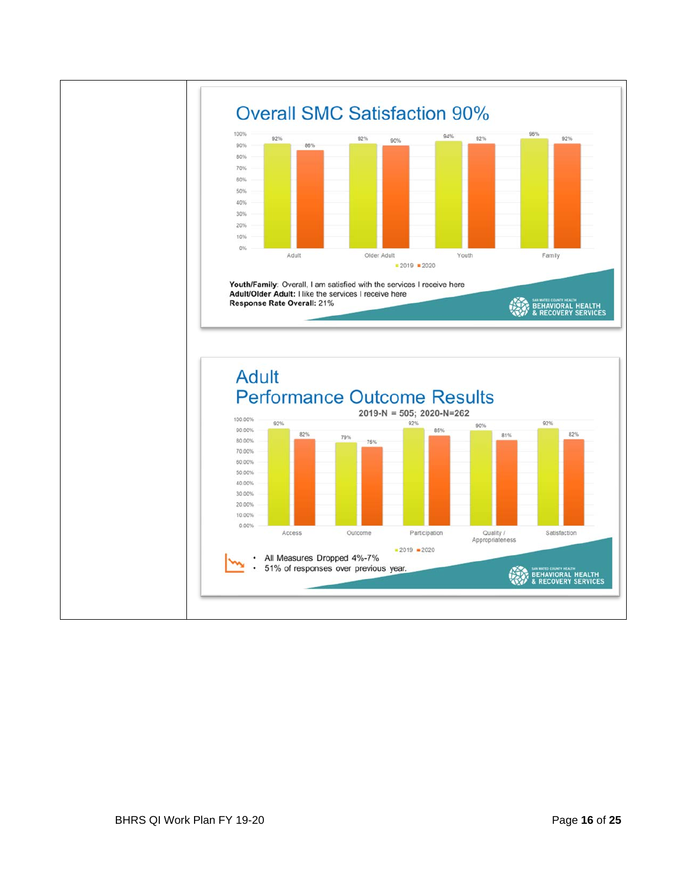| | |
|---|---|
| | **Overall SMC Satisfaction 90%**<br><br>Chart (2019 / 2020):<br>Adult: 92% / 86%<br>Older Adult: 92% / 90%<br>Youth: 94% / 92%<br>Family: 96% / 92%<br><br>**Youth/Family**: Overall, I am satisfied with the services I receive here<br>**Adult/Older Adult:** I like the services I receive here<br>**Response Rate Overall:** 21%<br><br>SAN MATEO COUNTY HEALTH BEHAVIORAL HEALTH & RECOVERY SERVICES<br><br>**Adult Performance Outcome Results**<br>2019-N = 505; 2020-N=262<br><br>Chart (2019 / 2020):<br>Access: 92% / 82%<br>Outcome: 79% / 75%<br>Participation: 92% / 85%<br>Quality / Appropriateness: 90% / 81%<br>Satisfaction: 92% / 82%<br><br>• All Measures Dropped 4%-7%<br>• 51% of responses over previous year.<br><br>SAN MATEO COUNTY HEALTH BEHAVIORAL HEALTH & RECOVERY SERVICES |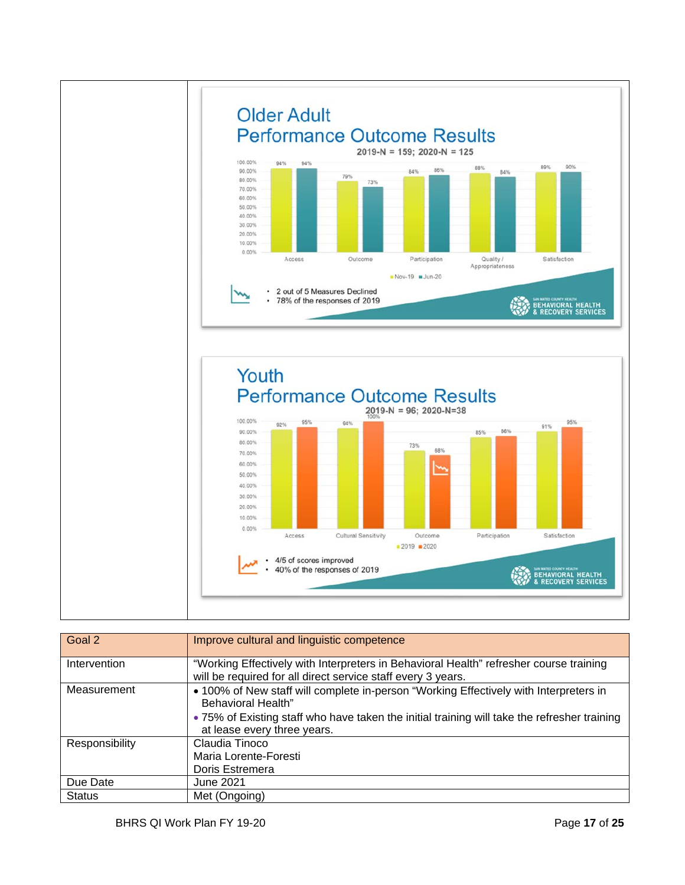| | |
|---|---|
| | **Older Adult Performance Outcome Results**<br>2019-N = 159; 2020-N = 125<br>Access: Nov-19 94%, Jun-20 94%<br>Outcome: Nov-19 79%, Jun-20 73%<br>Participation: Nov-19 84%, Jun-20 86%<br>Quality / Appropriateness: Nov-19 88%, Jun-20 84%<br>Satisfaction: Nov-19 89%, Jun-20 90%<br>• 2 out of 5 Measures Declined<br>• 78% of the responses of 2019<br><br>**Youth Performance Outcome Results**<br>2019-N = 96; 2020-N=38<br>Access: 2019 92%, 2020 95%<br>Cultural Sensitivity: 2019 94%, 2020 100%<br>Outcome: 2019 73%, 2020 68%<br>Participation: 2019 85%, 2020 86%<br>Satisfaction: 2019 91%, 2020 95%<br>• 4/5 of scores improved<br>• 40% of the responses of 2019 |

| Goal 2 | Improve cultural and linguistic competence |
|---|---|
| Intervention | "Working Effectively with Interpreters in Behavioral Health" refresher course training will be required for all direct service staff every 3 years. |
| Measurement | • 100% of New staff will complete in-person "Working Effectively with Interpreters in Behavioral Health"<br>• 75% of Existing staff who have taken the initial training will take the refresher training at lease every three years. |
| Responsibility | Claudia Tinoco<br>Maria Lorente-Foresti<br>Doris Estremera |
| Due Date | June 2021 |
| Status | Met (Ongoing) |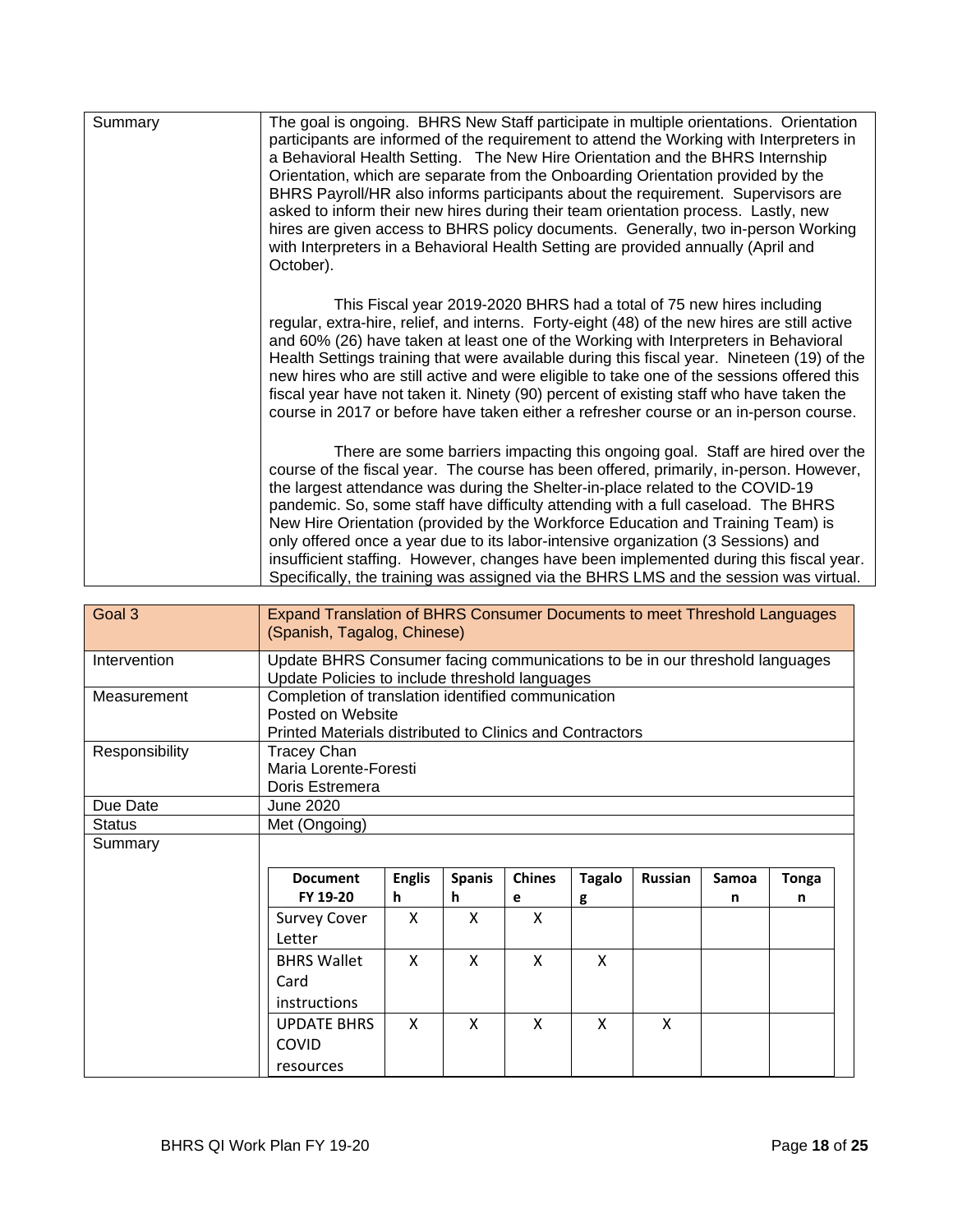| | |
|---|---|
| Summary | The goal is ongoing. BHRS New Staff participate in multiple orientations. Orientation participants are informed of the requirement to attend the Working with Interpreters in a Behavioral Health Setting. The New Hire Orientation and the BHRS Internship Orientation, which are separate from the Onboarding Orientation provided by the BHRS Payroll/HR also informs participants about the requirement. Supervisors are asked to inform their new hires during their team orientation process. Lastly, new hires are given access to BHRS policy documents. Generally, two in-person Working with Interpreters in a Behavioral Health Setting are provided annually (April and October).<br><br>This Fiscal year 2019-2020 BHRS had a total of 75 new hires including regular, extra-hire, relief, and interns. Forty-eight (48) of the new hires are still active and 60% (26) have taken at least one of the Working with Interpreters in Behavioral Health Settings training that were available during this fiscal year. Nineteen (19) of the new hires who are still active and were eligible to take one of the sessions offered this fiscal year have not taken it. Ninety (90) percent of existing staff who have taken the course in 2017 or before have taken either a refresher course or an in-person course.<br><br>There are some barriers impacting this ongoing goal. Staff are hired over the course of the fiscal year. The course has been offered, primarily, in-person. However, the largest attendance was during the Shelter-in-place related to the COVID-19 pandemic. So, some staff have difficulty attending with a full caseload. The BHRS New Hire Orientation (provided by the Workforce Education and Training Team) is only offered once a year due to its labor-intensive organization (3 Sessions) and insufficient staffing. However, changes have been implemented during this fiscal year. Specifically, the training was assigned via the BHRS LMS and the session was virtual. |

| Goal 3 | Expand Translation of BHRS Consumer Documents to meet Threshold Languages (Spanish, Tagalog, Chinese) |
|---|---|
| Intervention | Update BHRS Consumer facing communications to be in our threshold languages<br>Update Policies to include threshold languages |
| Measurement | Completion of translation identified communication<br>Posted on Website<br>Printed Materials distributed to Clinics and Contractors |
| Responsibility | Tracey Chan<br>Maria Lorente-Foresti<br>Doris Estremera |
| Due Date | June 2020 |
| Status | Met (Ongoing) |
| Summary | |

| Document FY 19-20 | English | Spanish | Chinese | Tagalog | Russian | Samoan | Tongan |
|---|---|---|---|---|---|---|---|
| Survey Cover Letter | X | X | X | | | | |
| BHRS Wallet Card instructions | X | X | X | X | | | |
| UPDATE BHRS COVID resources | X | X | X | X | X | | |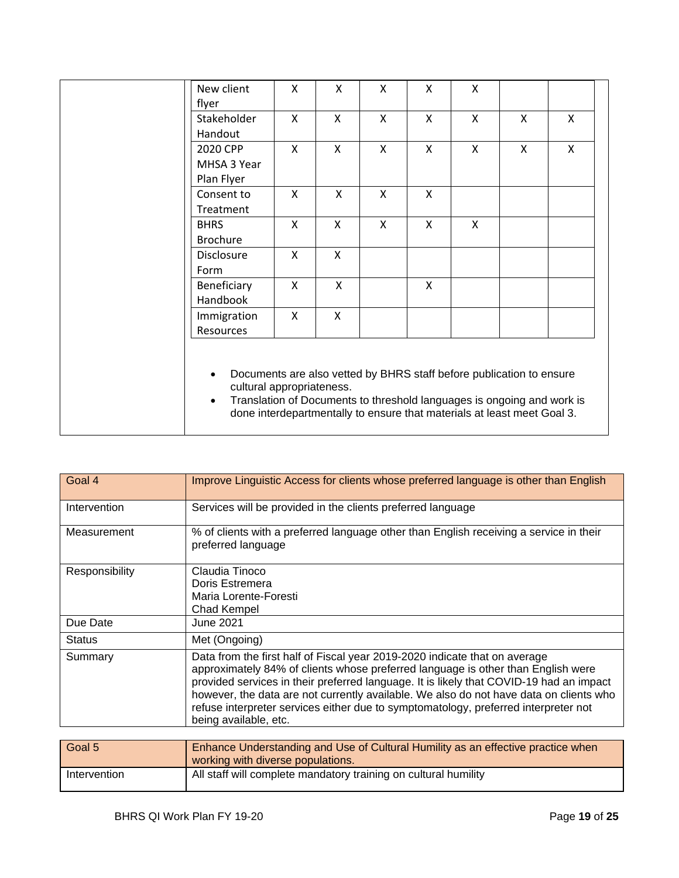| | | | | | | | |
|---|---|---|---|---|---|---|---|
| New client flyer | X | X | X | X | X | | |
| Stakeholder Handout | X | X | X | X | X | X | X |
| 2020 CPP MHSA 3 Year Plan Flyer | X | X | X | X | X | X | X |
| Consent to Treatment | X | X | X | X | | | |
| BHRS Brochure | X | X | X | X | X | | |
| Disclosure Form | X | X | | | | | |
| Beneficiary Handbook | X | X | | X | | | |
| Immigration Resources | X | X | | | | | |

- Documents are also vetted by BHRS staff before publication to ensure cultural appropriateness.
- Translation of Documents to threshold languages is ongoing and work is done interdepartmentally to ensure that materials at least meet Goal 3.

| Goal 4 | Improve Linguistic Access for clients whose preferred language is other than English |
|---|---|
| Intervention | Services will be provided in the clients preferred language |
| Measurement | % of clients with a preferred language other than English receiving a service in their preferred language |
| Responsibility | Claudia Tinoco<br>Doris Estremera<br>Maria Lorente-Foresti<br>Chad Kempel |
| Due Date | June 2021 |
| Status | Met (Ongoing) |
| Summary | Data from the first half of Fiscal year 2019-2020 indicate that on average approximately 84% of clients whose preferred language is other than English were provided services in their preferred language. It is likely that COVID-19 had an impact however, the data are not currently available. We also do not have data on clients who refuse interpreter services either due to symptomatology, preferred interpreter not being available, etc. |

| Goal 5 | Enhance Understanding and Use of Cultural Humility as an effective practice when working with diverse populations. |
|---|---|
| Intervention | All staff will complete mandatory training on cultural humility |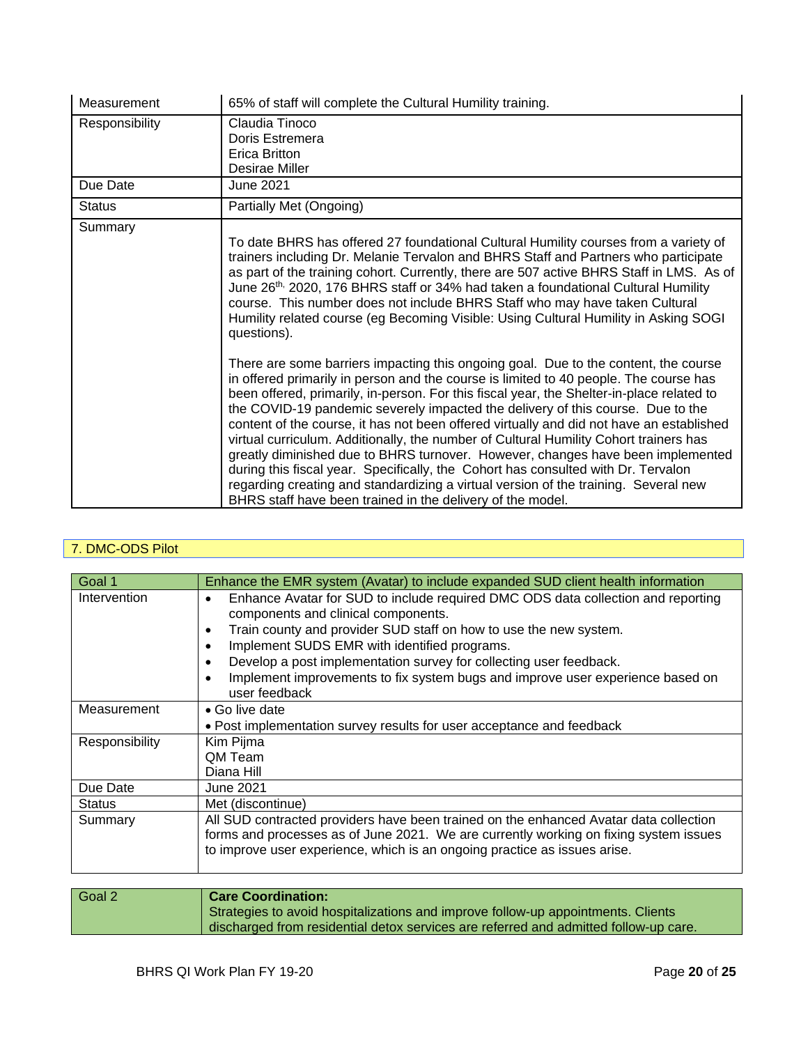| | |
|---|---|
| Measurement | 65% of staff will complete the Cultural Humility training. |
| Responsibility | Claudia Tinoco<br>Doris Estremera<br>Erica Britton<br>Desirae Miller |
| Due Date | June 2021 |
| Status | Partially Met (Ongoing) |
| Summary | To date BHRS has offered 27 foundational Cultural Humility courses from a variety of trainers including Dr. Melanie Tervalon and BHRS Staff and Partners who participate as part of the training cohort. Currently, there are 507 active BHRS Staff in LMS. As of June 26th, 2020, 176 BHRS staff or 34% had taken a foundational Cultural Humility course. This number does not include BHRS Staff who may have taken Cultural Humility related course (eg Becoming Visible: Using Cultural Humility in Asking SOGI questions).<br><br>There are some barriers impacting this ongoing goal. Due to the content, the course in offered primarily in person and the course is limited to 40 people. The course has been offered, primarily, in-person. For this fiscal year, the Shelter-in-place related to the COVID-19 pandemic severely impacted the delivery of this course. Due to the content of the course, it has not been offered virtually and did not have an established virtual curriculum. Additionally, the number of Cultural Humility Cohort trainers has greatly diminished due to BHRS turnover. However, changes have been implemented during this fiscal year. Specifically, the Cohort has consulted with Dr. Tervalon regarding creating and standardizing a virtual version of the training. Several new BHRS staff have been trained in the delivery of the model. |

## 7. DMC-ODS Pilot

| Goal 1 | Enhance the EMR system (Avatar) to include expanded SUD client health information |
|---|---|
| Intervention | • Enhance Avatar for SUD to include required DMC ODS data collection and reporting components and clinical components.<br>• Train county and provider SUD staff on how to use the new system.<br>• Implement SUDS EMR with identified programs.<br>• Develop a post implementation survey for collecting user feedback.<br>• Implement improvements to fix system bugs and improve user experience based on user feedback |
| Measurement | • Go live date<br>• Post implementation survey results for user acceptance and feedback |
| Responsibility | Kim Pijma<br>QM Team<br>Diana Hill |
| Due Date | June 2021 |
| Status | Met (discontinue) |
| Summary | All SUD contracted providers have been trained on the enhanced Avatar data collection forms and processes as of June 2021. We are currently working on fixing system issues to improve user experience, which is an ongoing practice as issues arise. |

| Goal 2 | **Care Coordination:**<br>Strategies to avoid hospitalizations and improve follow-up appointments. Clients discharged from residential detox services are referred and admitted follow-up care. |
|---|---|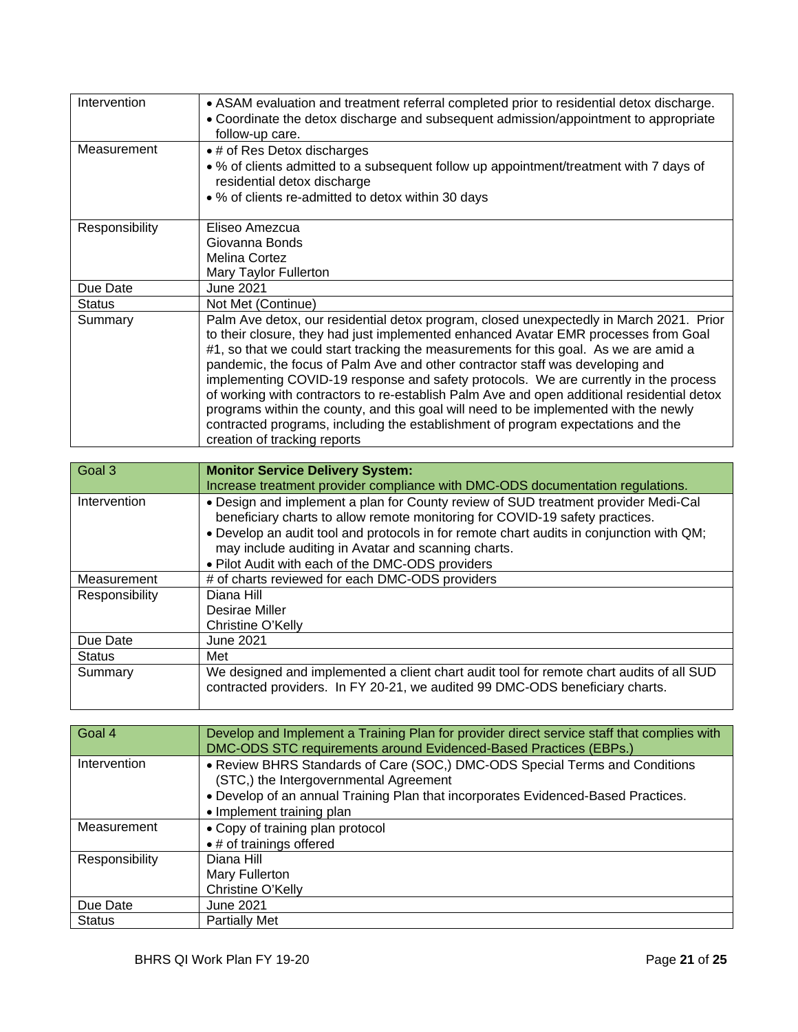| | |
|---|---|
| Intervention | • ASAM evaluation and treatment referral completed prior to residential detox discharge.<br>• Coordinate the detox discharge and subsequent admission/appointment to appropriate follow-up care. |
| Measurement | • # of Res Detox discharges<br>• % of clients admitted to a subsequent follow up appointment/treatment with 7 days of residential detox discharge<br>• % of clients re-admitted to detox within 30 days |
| Responsibility | Eliseo Amezcua<br>Giovanna Bonds<br>Melina Cortez<br>Mary Taylor Fullerton |
| Due Date | June 2021 |
| Status | Not Met (Continue) |
| Summary | Palm Ave detox, our residential detox program, closed unexpectedly in March 2021. Prior to their closure, they had just implemented enhanced Avatar EMR processes from Goal #1, so that we could start tracking the measurements for this goal. As we are amid a pandemic, the focus of Palm Ave and other contractor staff was developing and implementing COVID-19 response and safety protocols. We are currently in the process of working with contractors to re-establish Palm Ave and open additional residential detox programs within the county, and this goal will need to be implemented with the newly contracted programs, including the establishment of program expectations and the creation of tracking reports |

| Goal 3 | **Monitor Service Delivery System:**<br>Increase treatment provider compliance with DMC-ODS documentation regulations. |
|---|---|
| Intervention | • Design and implement a plan for County review of SUD treatment provider Medi-Cal beneficiary charts to allow remote monitoring for COVID-19 safety practices.<br>• Develop an audit tool and protocols in for remote chart audits in conjunction with QM; may include auditing in Avatar and scanning charts.<br>• Pilot Audit with each of the DMC-ODS providers |
| Measurement | # of charts reviewed for each DMC-ODS providers |
| Responsibility | Diana Hill<br>Desirae Miller<br>Christine O'Kelly |
| Due Date | June 2021 |
| Status | Met |
| Summary | We designed and implemented a client chart audit tool for remote chart audits of all SUD contracted providers. In FY 20-21, we audited 99 DMC-ODS beneficiary charts. |

| Goal 4 | Develop and Implement a Training Plan for provider direct service staff that complies with DMC-ODS STC requirements around Evidenced-Based Practices (EBPs.) |
|---|---|
| Intervention | • Review BHRS Standards of Care (SOC,) DMC-ODS Special Terms and Conditions (STC,) the Intergovernmental Agreement<br>• Develop of an annual Training Plan that incorporates Evidenced-Based Practices.<br>• Implement training plan |
| Measurement | • Copy of training plan protocol<br>• # of trainings offered |
| Responsibility | Diana Hill<br>Mary Fullerton<br>Christine O'Kelly |
| Due Date | June 2021 |
| Status | Partially Met |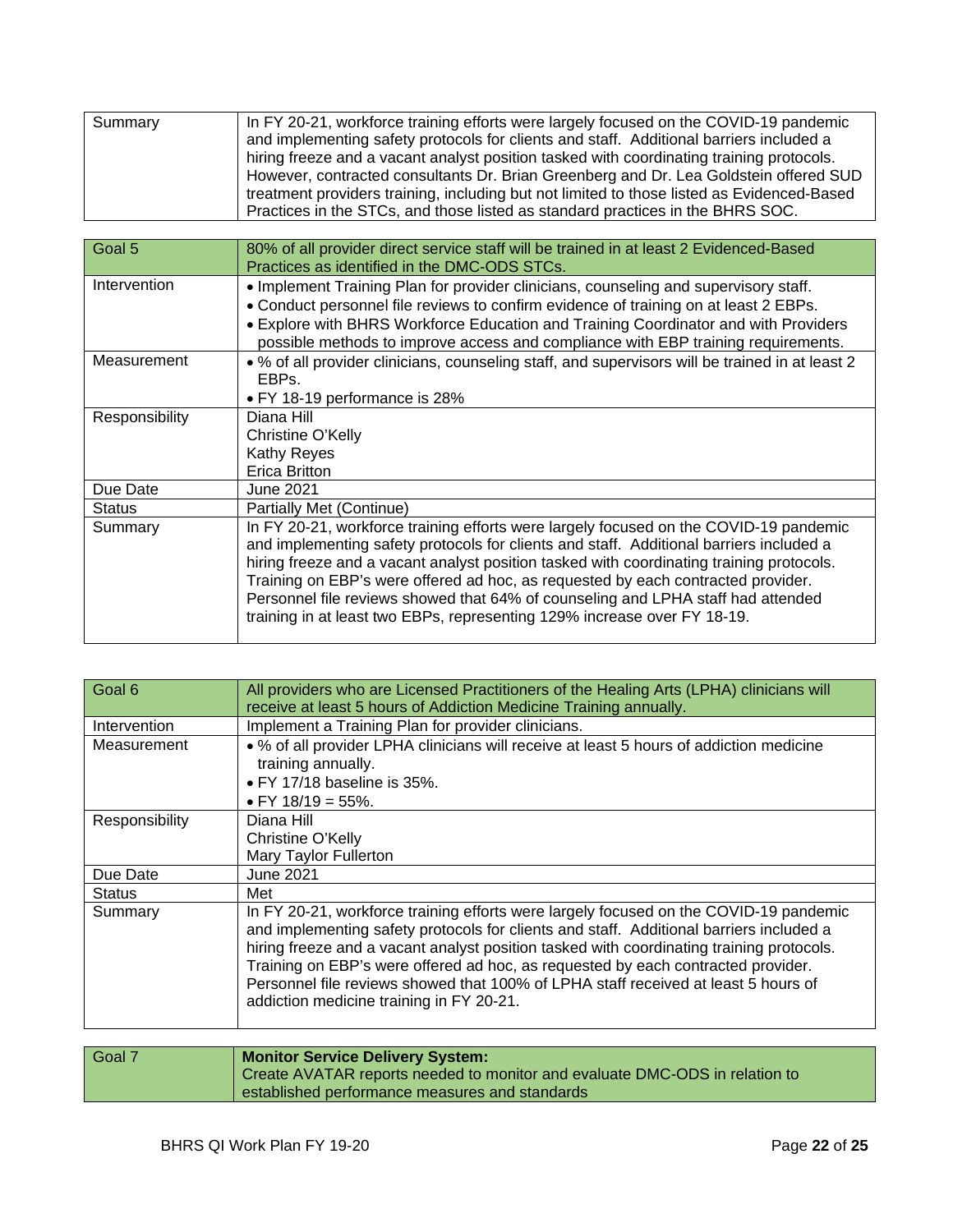| Summary | In FY 20-21, workforce training efforts were largely focused on the COVID-19 pandemic and implementing safety protocols for clients and staff. Additional barriers included a hiring freeze and a vacant analyst position tasked with coordinating training protocols. However, contracted consultants Dr. Brian Greenberg and Dr. Lea Goldstein offered SUD treatment providers training, including but not limited to those listed as Evidenced-Based Practices in the STCs, and those listed as standard practices in the BHRS SOC. |
|---|---|

| Goal 5 | 80% of all provider direct service staff will be trained in at least 2 Evidenced-Based Practices as identified in the DMC-ODS STCs. |
|---|---|
| Intervention | • Implement Training Plan for provider clinicians, counseling and supervisory staff.<br>• Conduct personnel file reviews to confirm evidence of training on at least 2 EBPs.<br>• Explore with BHRS Workforce Education and Training Coordinator and with Providers possible methods to improve access and compliance with EBP training requirements. |
| Measurement | • % of all provider clinicians, counseling staff, and supervisors will be trained in at least 2 EBPs.<br>• FY 18-19 performance is 28% |
| Responsibility | Diana Hill<br>Christine O'Kelly<br>Kathy Reyes<br>Erica Britton |
| Due Date | June 2021 |
| Status | Partially Met (Continue) |
| Summary | In FY 20-21, workforce training efforts were largely focused on the COVID-19 pandemic and implementing safety protocols for clients and staff. Additional barriers included a hiring freeze and a vacant analyst position tasked with coordinating training protocols. Training on EBP's were offered ad hoc, as requested by each contracted provider. Personnel file reviews showed that 64% of counseling and LPHA staff had attended training in at least two EBPs, representing 129% increase over FY 18-19. |

| Goal 6 | All providers who are Licensed Practitioners of the Healing Arts (LPHA) clinicians will receive at least 5 hours of Addiction Medicine Training annually. |
|---|---|
| Intervention | Implement a Training Plan for provider clinicians. |
| Measurement | • % of all provider LPHA clinicians will receive at least 5 hours of addiction medicine training annually.<br>• FY 17/18 baseline is 35%.<br>• FY 18/19 = 55%. |
| Responsibility | Diana Hill<br>Christine O'Kelly<br>Mary Taylor Fullerton |
| Due Date | June 2021 |
| Status | Met |
| Summary | In FY 20-21, workforce training efforts were largely focused on the COVID-19 pandemic and implementing safety protocols for clients and staff. Additional barriers included a hiring freeze and a vacant analyst position tasked with coordinating training protocols. Training on EBP's were offered ad hoc, as requested by each contracted provider. Personnel file reviews showed that 100% of LPHA staff received at least 5 hours of addiction medicine training in FY 20-21. |

| Goal 7 | **Monitor Service Delivery System:**<br>Create AVATAR reports needed to monitor and evaluate DMC-ODS in relation to established performance measures and standards |
|---|---|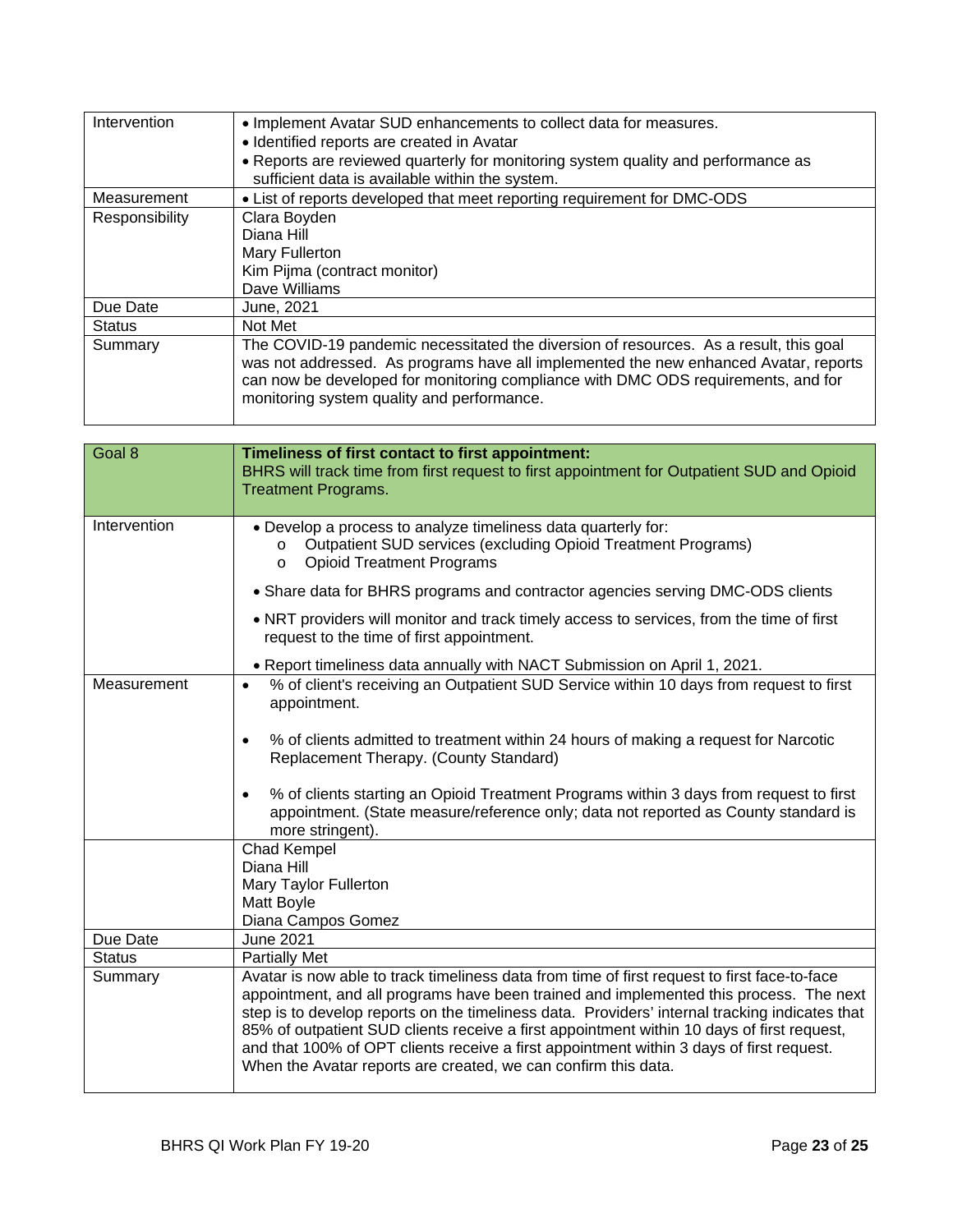| | |
|---|---|
| Intervention | • Implement Avatar SUD enhancements to collect data for measures.<br>• Identified reports are created in Avatar<br>• Reports are reviewed quarterly for monitoring system quality and performance as sufficient data is available within the system. |
| Measurement | • List of reports developed that meet reporting requirement for DMC-ODS |
| Responsibility | Clara Boyden<br>Diana Hill<br>Mary Fullerton<br>Kim Pijma (contract monitor)<br>Dave Williams |
| Due Date | June, 2021 |
| Status | Not Met |
| Summary | The COVID-19 pandemic necessitated the diversion of resources. As a result, this goal was not addressed. As programs have all implemented the new enhanced Avatar, reports can now be developed for monitoring compliance with DMC ODS requirements, and for monitoring system quality and performance. |

| Goal 8 | **Timeliness of first contact to first appointment:**<br>BHRS will track time from first request to first appointment for Outpatient SUD and Opioid Treatment Programs. |
|---|---|
| Intervention | • Develop a process to analyze timeliness data quarterly for:<br>&nbsp;&nbsp;&nbsp;&nbsp;o Outpatient SUD services (excluding Opioid Treatment Programs)<br>&nbsp;&nbsp;&nbsp;&nbsp;o Opioid Treatment Programs<br>• Share data for BHRS programs and contractor agencies serving DMC-ODS clients<br>• NRT providers will monitor and track timely access to services, from the time of first request to the time of first appointment.<br>• Report timeliness data annually with NACT Submission on April 1, 2021. |
| Measurement | • % of client's receiving an Outpatient SUD Service within 10 days from request to first appointment.<br>• % of clients admitted to treatment within 24 hours of making a request for Narcotic Replacement Therapy. (County Standard)<br>• % of clients starting an Opioid Treatment Programs within 3 days from request to first appointment. (State measure/reference only; data not reported as County standard is more stringent). |
| | Chad Kempel<br>Diana Hill<br>Mary Taylor Fullerton<br>Matt Boyle<br>Diana Campos Gomez |
| Due Date | June 2021 |
| Status | Partially Met |
| Summary | Avatar is now able to track timeliness data from time of first request to first face-to-face appointment, and all programs have been trained and implemented this process. The next step is to develop reports on the timeliness data. Providers' internal tracking indicates that 85% of outpatient SUD clients receive a first appointment within 10 days of first request, and that 100% of OPT clients receive a first appointment within 3 days of first request. When the Avatar reports are created, we can confirm this data. |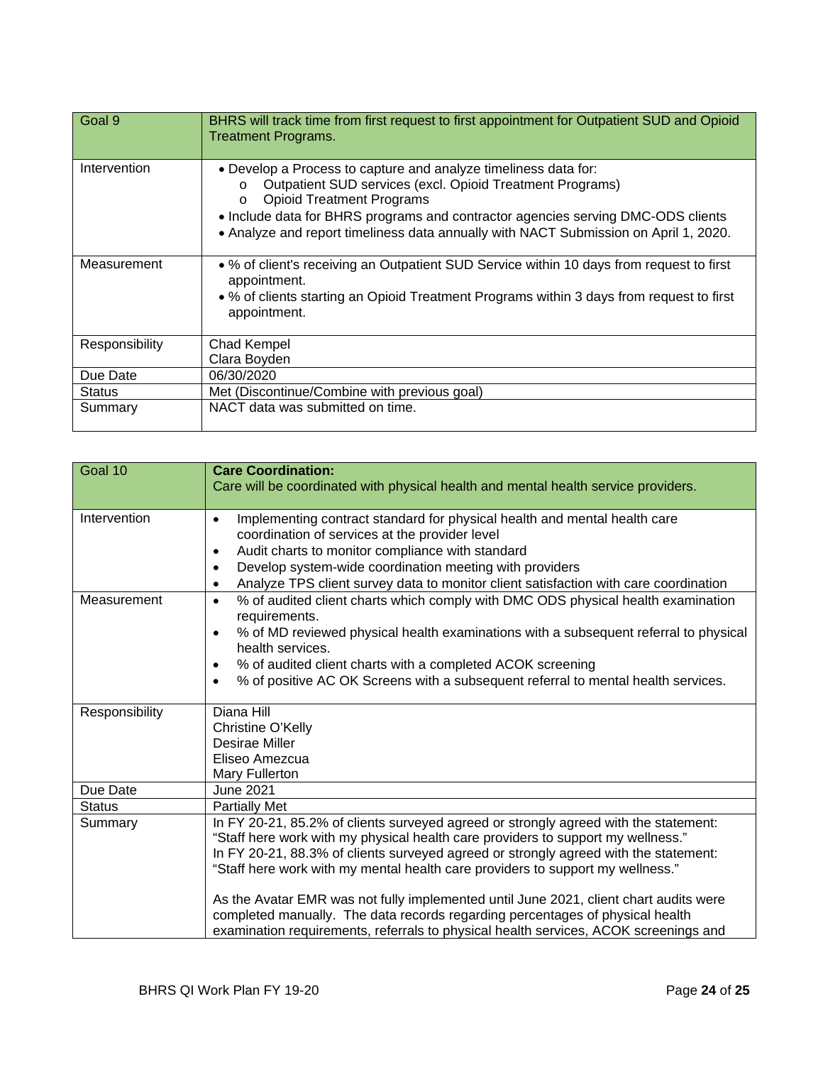| Goal 9 | BHRS will track time from first request to first appointment for Outpatient SUD and Opioid Treatment Programs. |
|---|---|
| Intervention | • Develop a Process to capture and analyze timeliness data for:<br>o Outpatient SUD services (excl. Opioid Treatment Programs)<br>o Opioid Treatment Programs<br>• Include data for BHRS programs and contractor agencies serving DMC-ODS clients<br>• Analyze and report timeliness data annually with NACT Submission on April 1, 2020. |
| Measurement | • % of client's receiving an Outpatient SUD Service within 10 days from request to first appointment.<br>• % of clients starting an Opioid Treatment Programs within 3 days from request to first appointment. |
| Responsibility | Chad Kempel<br>Clara Boyden |
| Due Date | 06/30/2020 |
| Status | Met (Discontinue/Combine with previous goal) |
| Summary | NACT data was submitted on time. |

| Goal 10 | **Care Coordination:**<br>Care will be coordinated with physical health and mental health service providers. |
|---|---|
| Intervention | • Implementing contract standard for physical health and mental health care coordination of services at the provider level<br>• Audit charts to monitor compliance with standard<br>• Develop system-wide coordination meeting with providers<br>• Analyze TPS client survey data to monitor client satisfaction with care coordination |
| Measurement | • % of audited client charts which comply with DMC ODS physical health examination requirements.<br>• % of MD reviewed physical health examinations with a subsequent referral to physical health services.<br>• % of audited client charts with a completed ACOK screening<br>• % of positive AC OK Screens with a subsequent referral to mental health services. |
| Responsibility | Diana Hill<br>Christine O'Kelly<br>Desirae Miller<br>Eliseo Amezcua<br>Mary Fullerton |
| Due Date | June 2021 |
| Status | Partially Met |
| Summary | In FY 20-21, 85.2% of clients surveyed agreed or strongly agreed with the statement: "Staff here work with my physical health care providers to support my wellness."<br>In FY 20-21, 88.3% of clients surveyed agreed or strongly agreed with the statement: "Staff here work with my mental health care providers to support my wellness."<br><br>As the Avatar EMR was not fully implemented until June 2021, client chart audits were completed manually. The data records regarding percentages of physical health examination requirements, referrals to physical health services, ACOK screenings and |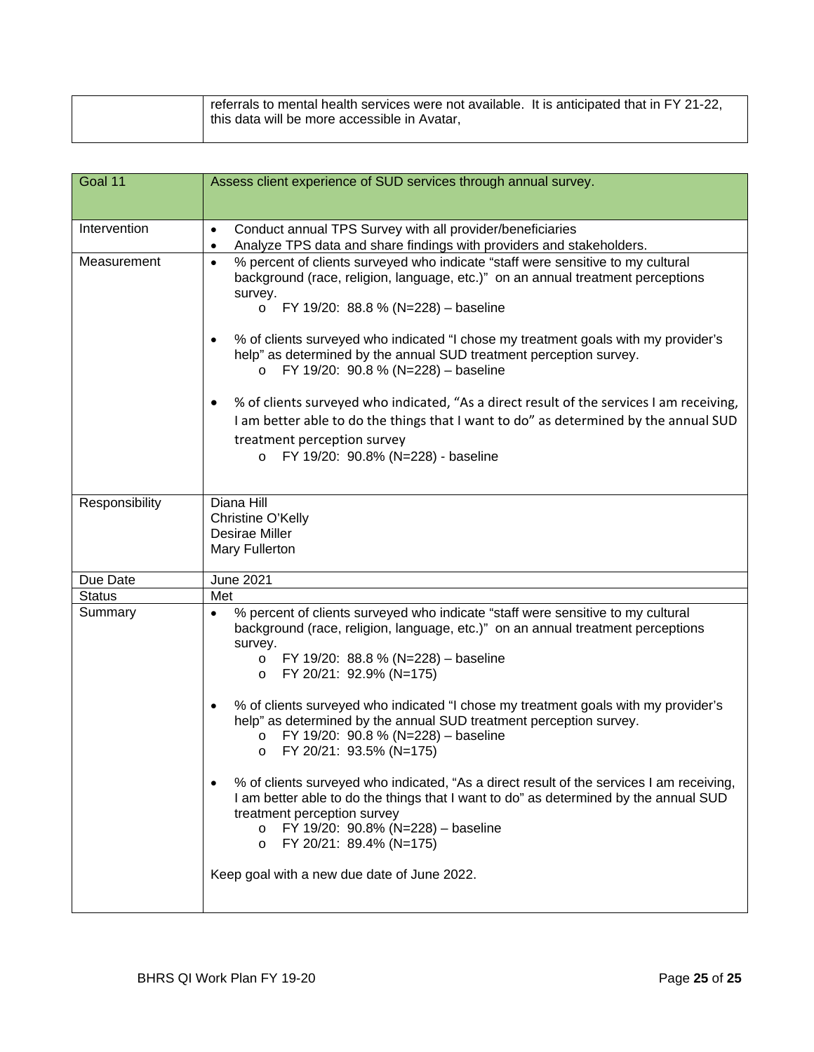| | |
|---|---|
| | referrals to mental health services were not available. It is anticipated that in FY 21-22, this data will be more accessible in Avatar, |

| Goal 11 | Assess client experience of SUD services through annual survey. |
|---|---|
| Intervention | • Conduct annual TPS Survey with all provider/beneficiaries<br>• Analyze TPS data and share findings with providers and stakeholders. |
| Measurement | • % percent of clients surveyed who indicate "staff were sensitive to my cultural background (race, religion, language, etc.)" on an annual treatment perceptions survey.<br>  o FY 19/20: 88.8 % (N=228) – baseline<br><br>• % of clients surveyed who indicated "I chose my treatment goals with my provider's help" as determined by the annual SUD treatment perception survey.<br>  o FY 19/20: 90.8 % (N=228) – baseline<br><br>• % of clients surveyed who indicated, "As a direct result of the services I am receiving, I am better able to do the things that I want to do" as determined by the annual SUD treatment perception survey<br>  o FY 19/20: 90.8% (N=228) - baseline |
| Responsibility | Diana Hill<br>Christine O'Kelly<br>Desirae Miller<br>Mary Fullerton |
| Due Date | June 2021 |
| Status | Met |
| Summary | • % percent of clients surveyed who indicate "staff were sensitive to my cultural background (race, religion, language, etc.)" on an annual treatment perceptions survey.<br>  o FY 19/20: 88.8 % (N=228) – baseline<br>  o FY 20/21: 92.9% (N=175)<br><br>• % of clients surveyed who indicated "I chose my treatment goals with my provider's help" as determined by the annual SUD treatment perception survey.<br>  o FY 19/20: 90.8 % (N=228) – baseline<br>  o FY 20/21: 93.5% (N=175)<br><br>• % of clients surveyed who indicated, "As a direct result of the services I am receiving, I am better able to do the things that I want to do" as determined by the annual SUD treatment perception survey<br>  o FY 19/20: 90.8% (N=228) – baseline<br>  o FY 20/21: 89.4% (N=175)<br><br>Keep goal with a new due date of June 2022. |